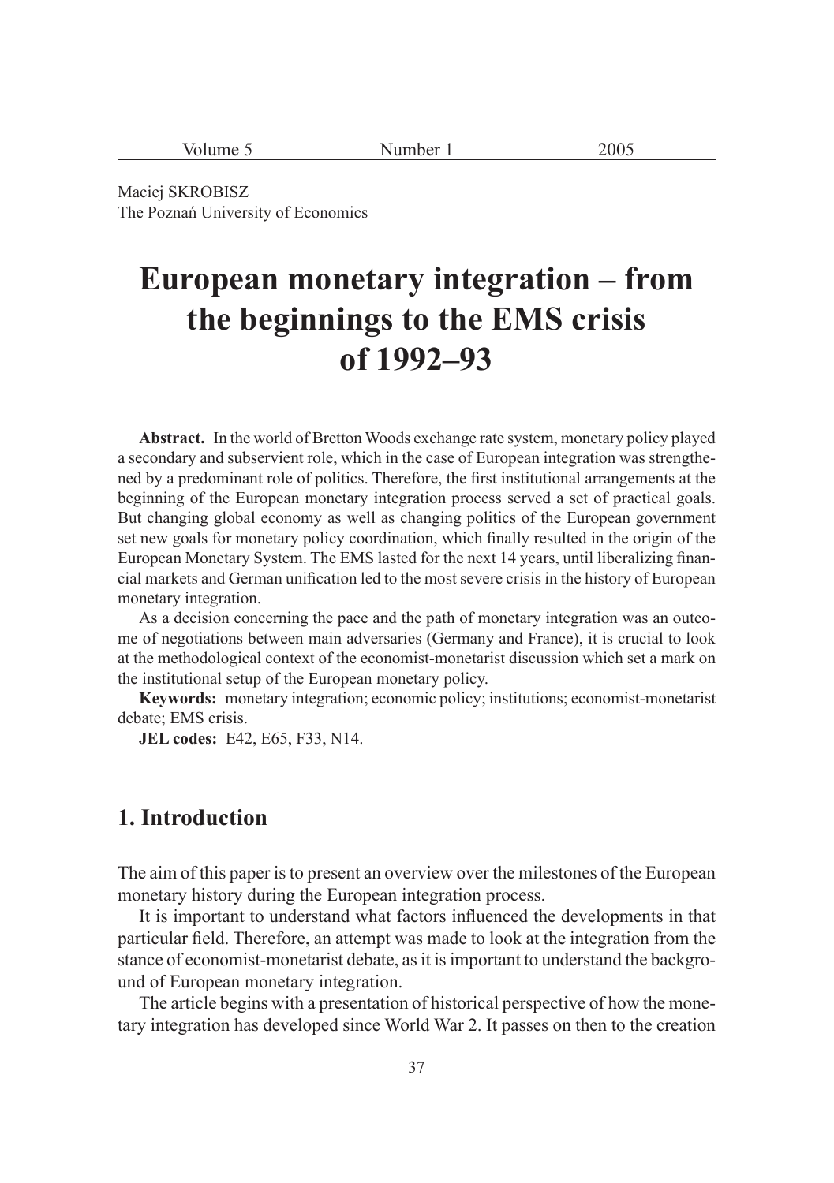Maciej SKROBISZ
The Poznań University of Economics

# European monetary integration – from the beginnings to the EMS crisis of 1992–93

**Abstract.** In the world of Bretton Woods exchange rate system, monetary policy played a secondary and subservient role, which in the case of European integration was strengthened by a predominant role of politics. Therefore, the first institutional arrangements at the beginning of the European monetary integration process served a set of practical goals. But changing global economy as well as changing politics of the European government set new goals for monetary policy coordination, which finally resulted in the origin of the European Monetary System. The EMS lasted for the next 14 years, until liberalizing financial markets and German unification led to the most severe crisis in the history of European monetary integration.

As a decision concerning the pace and the path of monetary integration was an outcome of negotiations between main adversaries (Germany and France), it is crucial to look at the methodological context of the economist-monetarist discussion which set a mark on the institutional setup of the European monetary policy.

**Keywords:** monetary integration; economic policy; institutions; economist-monetarist debate; EMS crisis.

**JEL codes:** E42, E65, F33, N14.

## 1. Introduction

The aim of this paper is to present an overview over the milestones of the European monetary history during the European integration process.

It is important to understand what factors influenced the developments in that particular field. Therefore, an attempt was made to look at the integration from the stance of economist-monetarist debate, as it is important to understand the background of European monetary integration.

The article begins with a presentation of historical perspective of how the monetary integration has developed since World War 2. It passes on then to the creation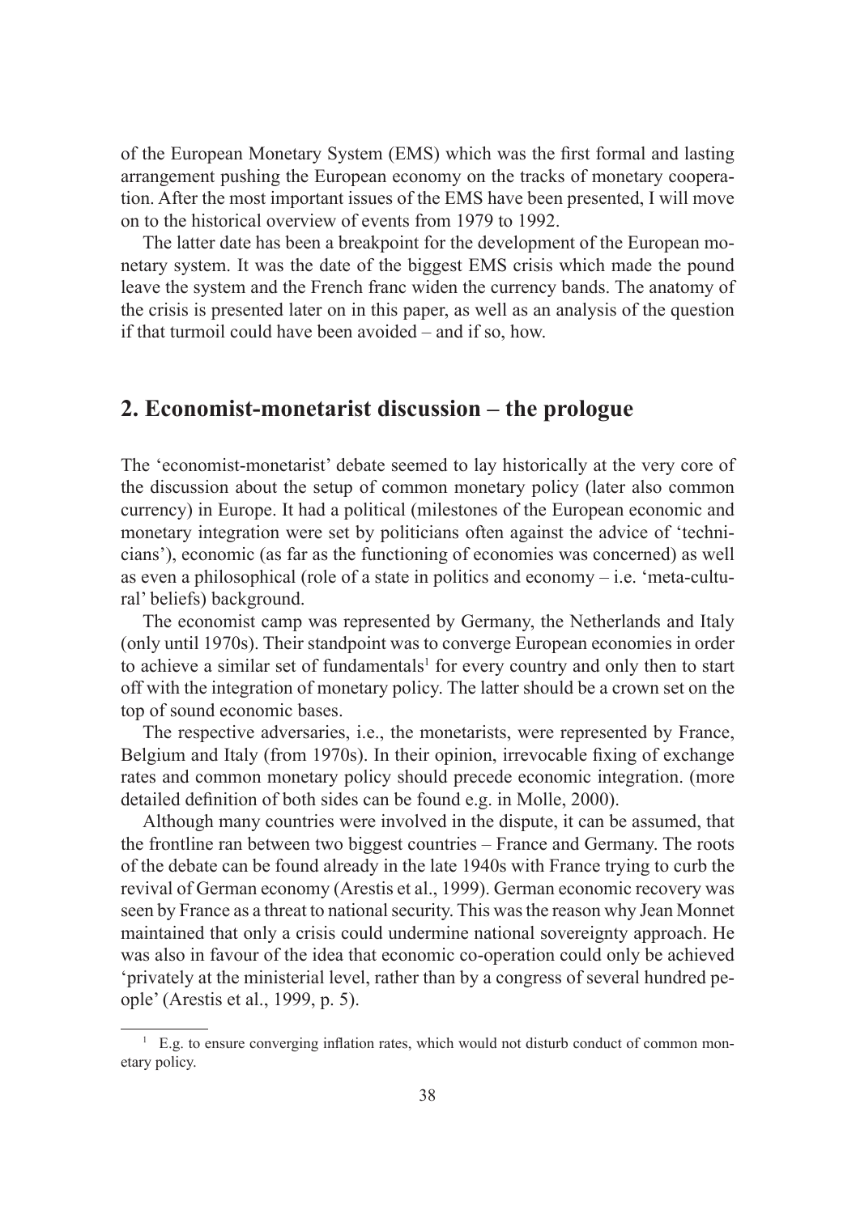of the European Monetary System (EMS) which was the first formal and lasting arrangement pushing the European economy on the tracks of monetary cooperation. After the most important issues of the EMS have been presented, I will move on to the historical overview of events from 1979 to 1992.

The latter date has been a breakpoint for the development of the European monetary system. It was the date of the biggest EMS crisis which made the pound leave the system and the French franc widen the currency bands. The anatomy of the crisis is presented later on in this paper, as well as an analysis of the question if that turmoil could have been avoided – and if so, how.

## 2. Economist-monetarist discussion – the prologue

The 'economist-monetarist' debate seemed to lay historically at the very core of the discussion about the setup of common monetary policy (later also common currency) in Europe. It had a political (milestones of the European economic and monetary integration were set by politicians often against the advice of 'technicians'), economic (as far as the functioning of economies was concerned) as well as even a philosophical (role of a state in politics and economy – i.e. 'meta-cultural' beliefs) background.

The economist camp was represented by Germany, the Netherlands and Italy (only until 1970s). Their standpoint was to converge European economies in order to achieve a similar set of fundamentals[1] for every country and only then to start off with the integration of monetary policy. The latter should be a crown set on the top of sound economic bases.

The respective adversaries, i.e., the monetarists, were represented by France, Belgium and Italy (from 1970s). In their opinion, irrevocable fixing of exchange rates and common monetary policy should precede economic integration. (more detailed definition of both sides can be found e.g. in Molle, 2000).

Although many countries were involved in the dispute, it can be assumed, that the frontline ran between two biggest countries – France and Germany. The roots of the debate can be found already in the late 1940s with France trying to curb the revival of German economy (Arestis et al., 1999). German economic recovery was seen by France as a threat to national security. This was the reason why Jean Monnet maintained that only a crisis could undermine national sovereignty approach. He was also in favour of the idea that economic co-operation could only be achieved 'privately at the ministerial level, rather than by a congress of several hundred people' (Arestis et al., 1999, p. 5).

[1] E.g. to ensure converging inflation rates, which would not disturb conduct of common monetary policy.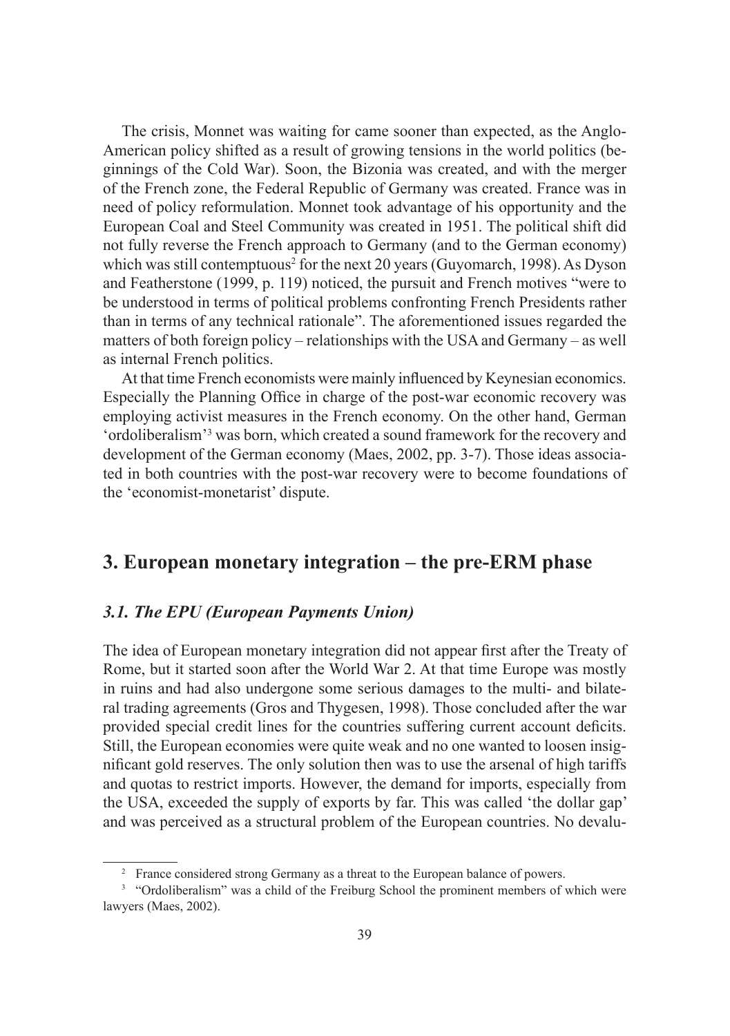The crisis, Monnet was waiting for came sooner than expected, as the Anglo-American policy shifted as a result of growing tensions in the world politics (beginnings of the Cold War). Soon, the Bizonia was created, and with the merger of the French zone, the Federal Republic of Germany was created. France was in need of policy reformulation. Monnet took advantage of his opportunity and the European Coal and Steel Community was created in 1951. The political shift did not fully reverse the French approach to Germany (and to the German economy) which was still contemptuous[2] for the next 20 years (Guyomarch, 1998). As Dyson and Featherstone (1999, p. 119) noticed, the pursuit and French motives "were to be understood in terms of political problems confronting French Presidents rather than in terms of any technical rationale". The aforementioned issues regarded the matters of both foreign policy – relationships with the USA and Germany – as well as internal French politics.

At that time French economists were mainly influenced by Keynesian economics. Especially the Planning Office in charge of the post-war economic recovery was employing activist measures in the French economy. On the other hand, German 'ordoliberalism'[3] was born, which created a sound framework for the recovery and development of the German economy (Maes, 2002, pp. 3-7). Those ideas associated in both countries with the post-war recovery were to become foundations of the 'economist-monetarist' dispute.

## 3. European monetary integration – the pre-ERM phase

### *3.1. The EPU (European Payments Union)*

The idea of European monetary integration did not appear first after the Treaty of Rome, but it started soon after the World War 2. At that time Europe was mostly in ruins and had also undergone some serious damages to the multi- and bilateral trading agreements (Gros and Thygesen, 1998). Those concluded after the war provided special credit lines for the countries suffering current account deficits. Still, the European economies were quite weak and no one wanted to loosen insignificant gold reserves. The only solution then was to use the arsenal of high tariffs and quotas to restrict imports. However, the demand for imports, especially from the USA, exceeded the supply of exports by far. This was called 'the dollar gap' and was perceived as a structural problem of the European countries. No devalu-

---

[2] France considered strong Germany as a threat to the European balance of powers.

[3] "Ordoliberalism" was a child of the Freiburg School the prominent members of which were lawyers (Maes, 2002).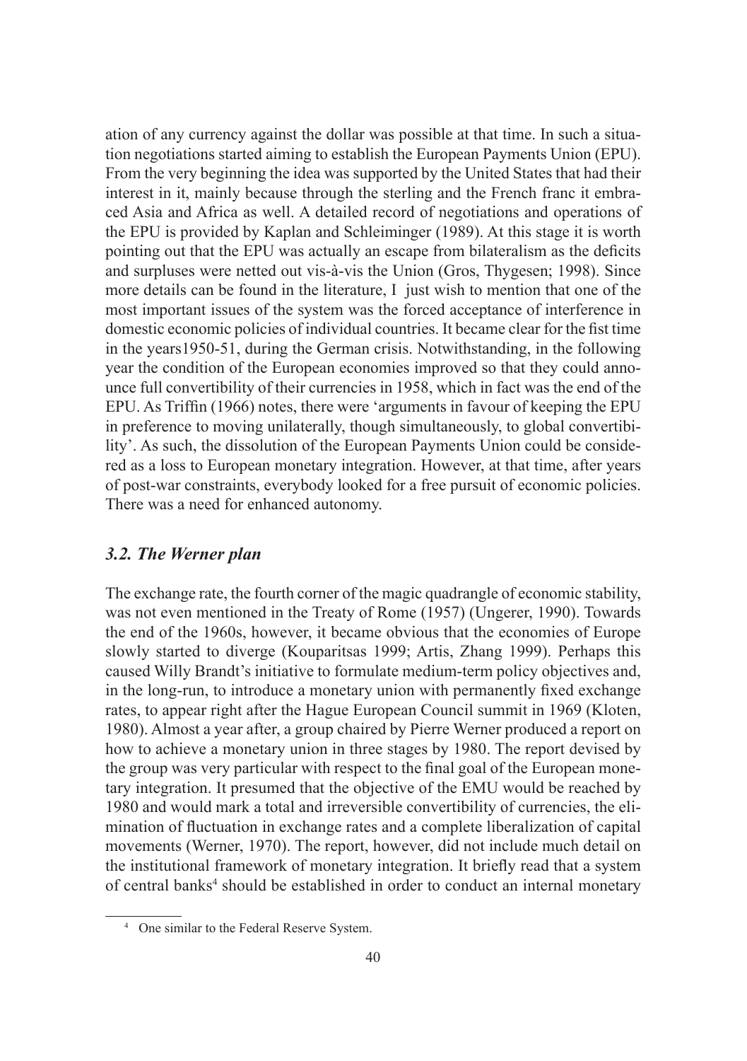ation of any currency against the dollar was possible at that time. In such a situation negotiations started aiming to establish the European Payments Union (EPU). From the very beginning the idea was supported by the United States that had their interest in it, mainly because through the sterling and the French franc it embraced Asia and Africa as well. A detailed record of negotiations and operations of the EPU is provided by Kaplan and Schleiminger (1989). At this stage it is worth pointing out that the EPU was actually an escape from bilateralism as the deficits and surpluses were netted out vis-à-vis the Union (Gros, Thygesen; 1998). Since more details can be found in the literature, I just wish to mention that one of the most important issues of the system was the forced acceptance of interference in domestic economic policies of individual countries. It became clear for the fist time in the years1950-51, during the German crisis. Notwithstanding, in the following year the condition of the European economies improved so that they could announce full convertibility of their currencies in 1958, which in fact was the end of the EPU. As Triffin (1966) notes, there were 'arguments in favour of keeping the EPU in preference to moving unilaterally, though simultaneously, to global convertibility'. As such, the dissolution of the European Payments Union could be considered as a loss to European monetary integration. However, at that time, after years of post-war constraints, everybody looked for a free pursuit of economic policies. There was a need for enhanced autonomy.

### *3.2. The Werner plan*

The exchange rate, the fourth corner of the magic quadrangle of economic stability, was not even mentioned in the Treaty of Rome (1957) (Ungerer, 1990). Towards the end of the 1960s, however, it became obvious that the economies of Europe slowly started to diverge (Kouparitsas 1999; Artis, Zhang 1999). Perhaps this caused Willy Brandt's initiative to formulate medium-term policy objectives and, in the long-run, to introduce a monetary union with permanently fixed exchange rates, to appear right after the Hague European Council summit in 1969 (Kloten, 1980). Almost a year after, a group chaired by Pierre Werner produced a report on how to achieve a monetary union in three stages by 1980. The report devised by the group was very particular with respect to the final goal of the European monetary integration. It presumed that the objective of the EMU would be reached by 1980 and would mark a total and irreversible convertibility of currencies, the elimination of fluctuation in exchange rates and a complete liberalization of capital movements (Werner, 1970). The report, however, did not include much detail on the institutional framework of monetary integration. It briefly read that a system of central banks[4] should be established in order to conduct an internal monetary

[4] One similar to the Federal Reserve System.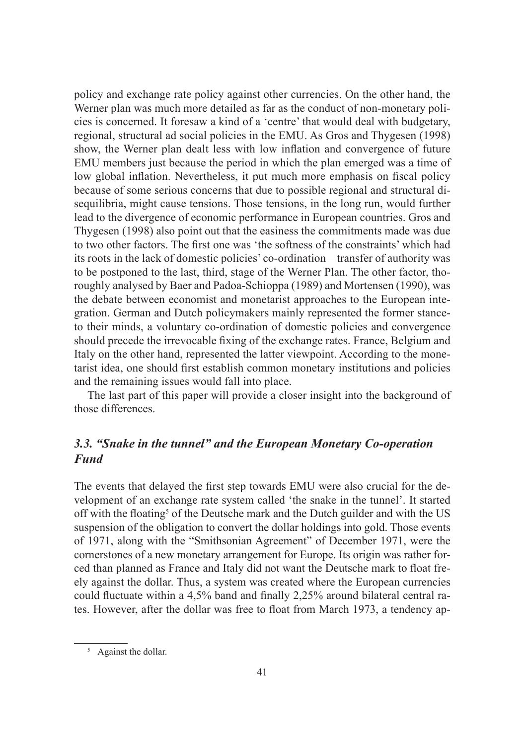policy and exchange rate policy against other currencies. On the other hand, the Werner plan was much more detailed as far as the conduct of non-monetary policies is concerned. It foresaw a kind of a 'centre' that would deal with budgetary, regional, structural ad social policies in the EMU. As Gros and Thygesen (1998) show, the Werner plan dealt less with low inflation and convergence of future EMU members just because the period in which the plan emerged was a time of low global inflation. Nevertheless, it put much more emphasis on fiscal policy because of some serious concerns that due to possible regional and structural disequilibria, might cause tensions. Those tensions, in the long run, would further lead to the divergence of economic performance in European countries. Gros and Thygesen (1998) also point out that the easiness the commitments made was due to two other factors. The first one was 'the softness of the constraints' which had its roots in the lack of domestic policies' co-ordination – transfer of authority was to be postponed to the last, third, stage of the Werner Plan. The other factor, thoroughly analysed by Baer and Padoa-Schioppa (1989) and Mortensen (1990), was the debate between economist and monetarist approaches to the European integration. German and Dutch policymakers mainly represented the former stance-to their minds, a voluntary co-ordination of domestic policies and convergence should precede the irrevocable fixing of the exchange rates. France, Belgium and Italy on the other hand, represented the latter viewpoint. According to the monetarist idea, one should first establish common monetary institutions and policies and the remaining issues would fall into place.

The last part of this paper will provide a closer insight into the background of those differences.

### *3.3. "Snake in the tunnel" and the European Monetary Co-operation Fund*

The events that delayed the first step towards EMU were also crucial for the development of an exchange rate system called 'the snake in the tunnel'. It started off with the floating[5] of the Deutsche mark and the Dutch guilder and with the US suspension of the obligation to convert the dollar holdings into gold. Those events of 1971, along with the "Smithsonian Agreement" of December 1971, were the cornerstones of a new monetary arrangement for Europe. Its origin was rather forced than planned as France and Italy did not want the Deutsche mark to float freely against the dollar. Thus, a system was created where the European currencies could fluctuate within a 4,5% band and finally 2,25% around bilateral central rates. However, after the dollar was free to float from March 1973, a tendency ap-

[5] Against the dollar.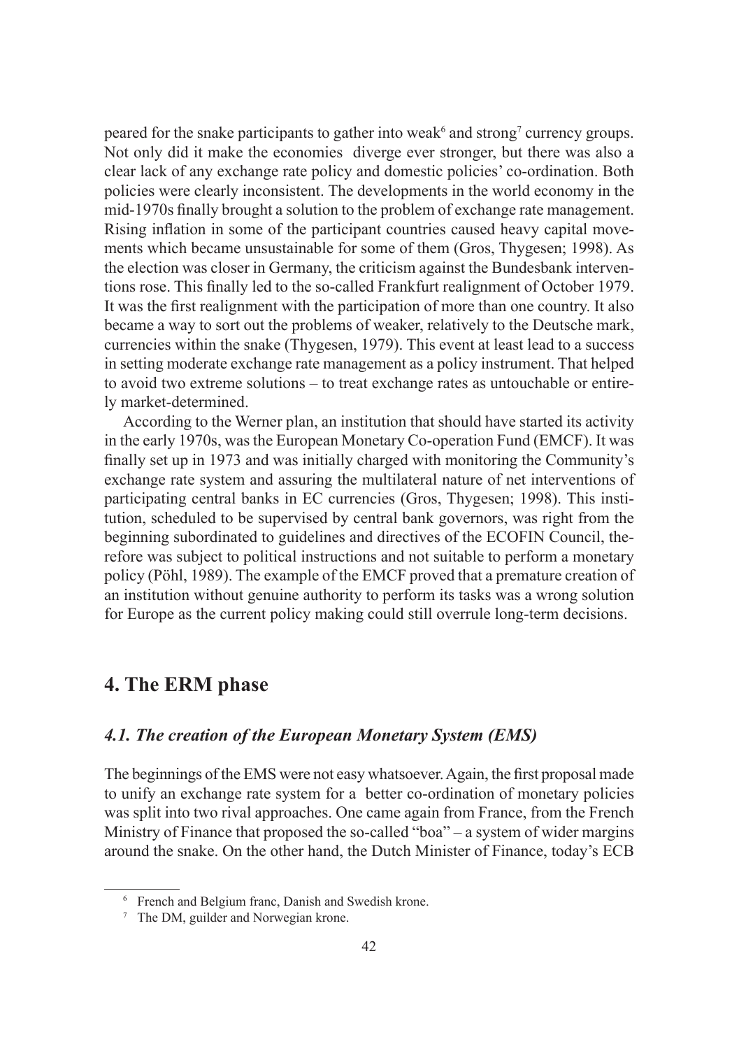peared for the snake participants to gather into weak[6] and strong[7] currency groups. Not only did it make the economies diverge ever stronger, but there was also a clear lack of any exchange rate policy and domestic policies' co-ordination. Both policies were clearly inconsistent. The developments in the world economy in the mid-1970s finally brought a solution to the problem of exchange rate management. Rising inflation in some of the participant countries caused heavy capital movements which became unsustainable for some of them (Gros, Thygesen; 1998). As the election was closer in Germany, the criticism against the Bundesbank interventions rose. This finally led to the so-called Frankfurt realignment of October 1979. It was the first realignment with the participation of more than one country. It also became a way to sort out the problems of weaker, relatively to the Deutsche mark, currencies within the snake (Thygesen, 1979). This event at least lead to a success in setting moderate exchange rate management as a policy instrument. That helped to avoid two extreme solutions – to treat exchange rates as untouchable or entirely market-determined.

According to the Werner plan, an institution that should have started its activity in the early 1970s, was the European Monetary Co-operation Fund (EMCF). It was finally set up in 1973 and was initially charged with monitoring the Community's exchange rate system and assuring the multilateral nature of net interventions of participating central banks in EC currencies (Gros, Thygesen; 1998). This institution, scheduled to be supervised by central bank governors, was right from the beginning subordinated to guidelines and directives of the ECOFIN Council, therefore was subject to political instructions and not suitable to perform a monetary policy (Pöhl, 1989). The example of the EMCF proved that a premature creation of an institution without genuine authority to perform its tasks was a wrong solution for Europe as the current policy making could still overrule long-term decisions.

## 4. The ERM phase

### *4.1. The creation of the European Monetary System (EMS)*

The beginnings of the EMS were not easy whatsoever. Again, the first proposal made to unify an exchange rate system for a better co-ordination of monetary policies was split into two rival approaches. One came again from France, from the French Ministry of Finance that proposed the so-called "boa" – a system of wider margins around the snake. On the other hand, the Dutch Minister of Finance, today's ECB

[6] French and Belgium franc, Danish and Swedish krone.

[7] The DM, guilder and Norwegian krone.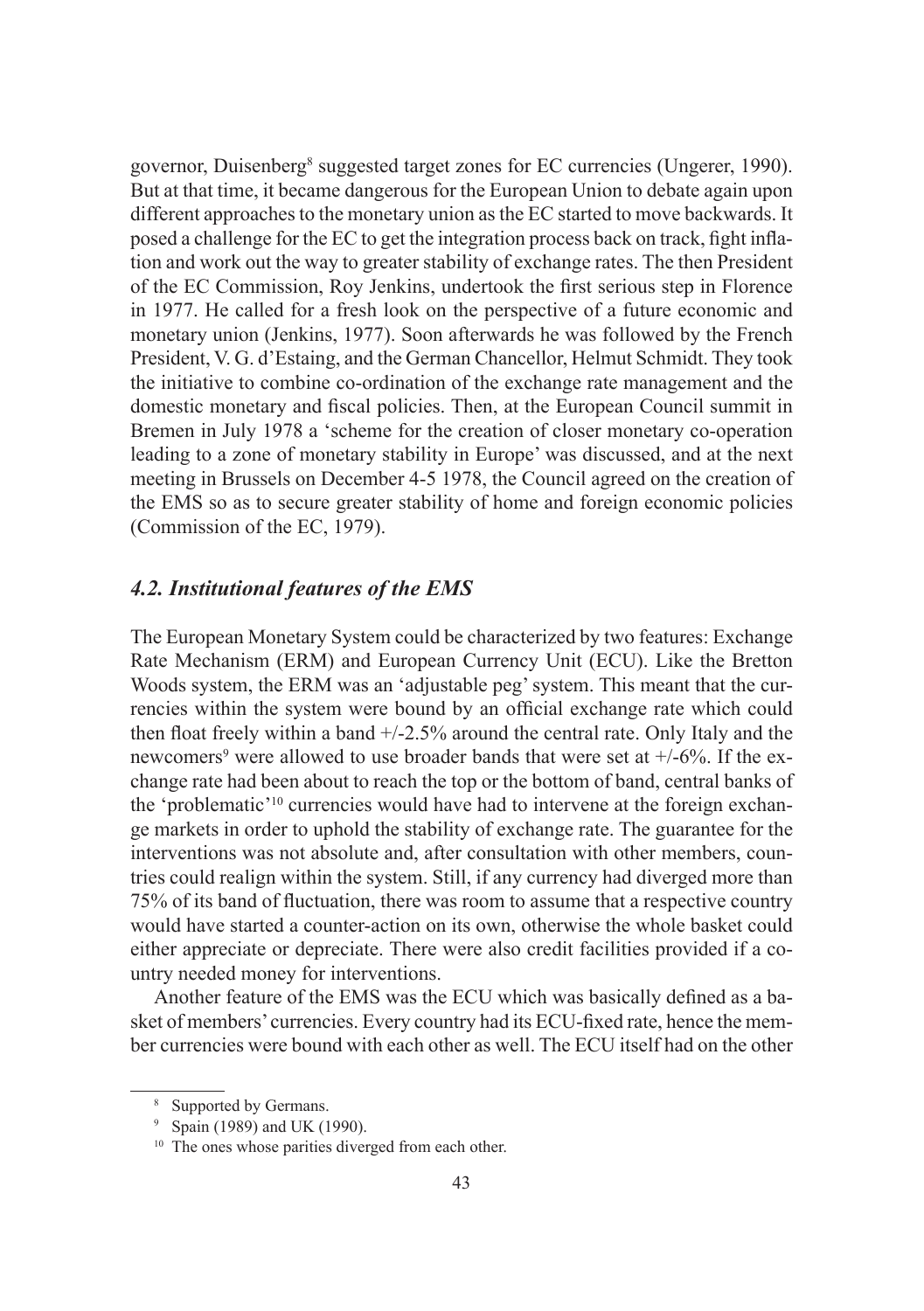governor, Duisenberg[8] suggested target zones for EC currencies (Ungerer, 1990). But at that time, it became dangerous for the European Union to debate again upon different approaches to the monetary union as the EC started to move backwards. It posed a challenge for the EC to get the integration process back on track, fight inflation and work out the way to greater stability of exchange rates. The then President of the EC Commission, Roy Jenkins, undertook the first serious step in Florence in 1977. He called for a fresh look on the perspective of a future economic and monetary union (Jenkins, 1977). Soon afterwards he was followed by the French President, V. G. d'Estaing, and the German Chancellor, Helmut Schmidt. They took the initiative to combine co-ordination of the exchange rate management and the domestic monetary and fiscal policies. Then, at the European Council summit in Bremen in July 1978 a 'scheme for the creation of closer monetary co-operation leading to a zone of monetary stability in Europe' was discussed, and at the next meeting in Brussels on December 4-5 1978, the Council agreed on the creation of the EMS so as to secure greater stability of home and foreign economic policies (Commission of the EC, 1979).

### *4.2. Institutional features of the EMS*

The European Monetary System could be characterized by two features: Exchange Rate Mechanism (ERM) and European Currency Unit (ECU). Like the Bretton Woods system, the ERM was an 'adjustable peg' system. This meant that the currencies within the system were bound by an official exchange rate which could then float freely within a band +/-2.5% around the central rate. Only Italy and the newcomers[9] were allowed to use broader bands that were set at +/-6%. If the exchange rate had been about to reach the top or the bottom of band, central banks of the 'problematic'[10] currencies would have had to intervene at the foreign exchange markets in order to uphold the stability of exchange rate. The guarantee for the interventions was not absolute and, after consultation with other members, countries could realign within the system. Still, if any currency had diverged more than 75% of its band of fluctuation, there was room to assume that a respective country would have started a counter-action on its own, otherwise the whole basket could either appreciate or depreciate. There were also credit facilities provided if a country needed money for interventions.

Another feature of the EMS was the ECU which was basically defined as a basket of members' currencies. Every country had its ECU-fixed rate, hence the member currencies were bound with each other as well. The ECU itself had on the other

---

[8] Supported by Germans.

[9] Spain (1989) and UK (1990).

[10] The ones whose parities diverged from each other.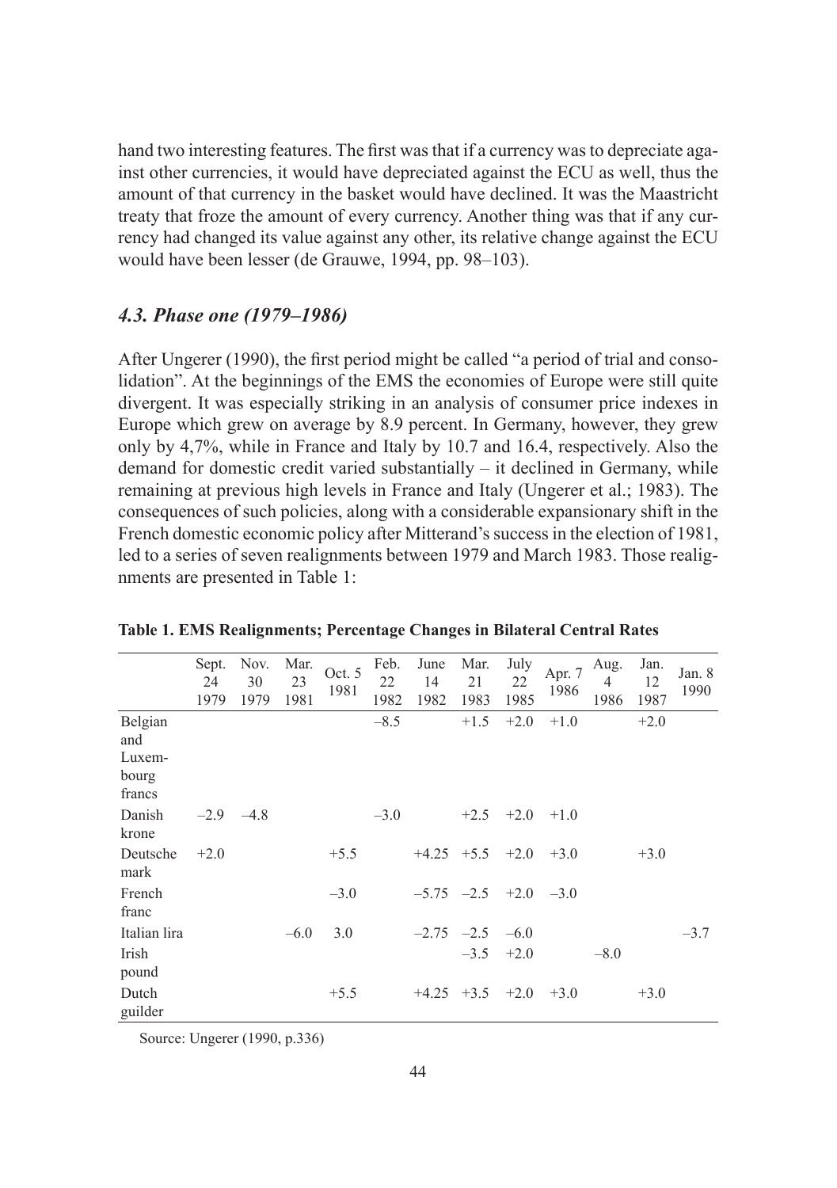hand two interesting features. The first was that if a currency was to depreciate against other currencies, it would have depreciated against the ECU as well, thus the amount of that currency in the basket would have declined. It was the Maastricht treaty that froze the amount of every currency. Another thing was that if any currency had changed its value against any other, its relative change against the ECU would have been lesser (de Grauwe, 1994, pp. 98–103).

### *4.3. Phase one (1979–1986)*

After Ungerer (1990), the first period might be called "a period of trial and consolidation". At the beginnings of the EMS the economies of Europe were still quite divergent. It was especially striking in an analysis of consumer price indexes in Europe which grew on average by 8.9 percent. In Germany, however, they grew only by 4,7%, while in France and Italy by 10.7 and 16.4, respectively. Also the demand for domestic credit varied substantially – it declined in Germany, while remaining at previous high levels in France and Italy (Ungerer et al.; 1983). The consequences of such policies, along with a considerable expansionary shift in the French domestic economic policy after Mitterand's success in the election of 1981, led to a series of seven realignments between 1979 and March 1983. Those realignments are presented in Table 1:

**Table 1. EMS Realignments; Percentage Changes in Bilateral Central Rates**

| | Sept. 24 1979 | Nov. 30 1979 | Mar. 23 1981 | Oct. 5 1981 | Feb. 22 1982 | June 14 1982 | Mar. 21 1983 | July 22 1985 | Apr. 7 1986 | Aug. 4 1986 | Jan. 12 1987 | Jan. 8 1990 |
|---|---|---|---|---|---|---|---|---|---|---|---|---|
| Belgian and Luxembourg francs | | | | | –8.5 | | +1.5 | +2.0 | +1.0 | | +2.0 | |
| Danish krone | –2.9 | –4.8 | | | –3.0 | | +2.5 | +2.0 | +1.0 | | | |
| Deutsche mark | +2.0 | | | +5.5 | | +4.25 | +5.5 | +2.0 | +3.0 | | +3.0 | |
| French franc | | | | –3.0 | | –5.75 | –2.5 | +2.0 | –3.0 | | | |
| Italian lira | | | –6.0 | 3.0 | | –2.75 | –2.5 | –6.0 | | | | –3.7 |
| Irish pound | | | | | | | –3.5 | +2.0 | | –8.0 | | |
| Dutch guilder | | | | +5.5 | | +4.25 | +3.5 | +2.0 | +3.0 | | +3.0 | |

Source: Ungerer (1990, p.336)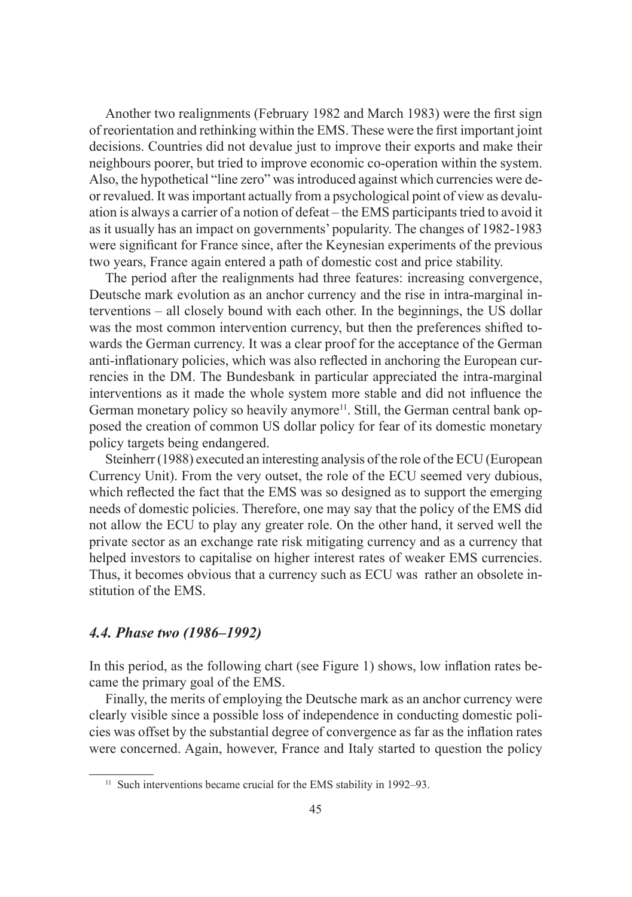Another two realignments (February 1982 and March 1983) were the first sign of reorientation and rethinking within the EMS. These were the first important joint decisions. Countries did not devalue just to improve their exports and make their neighbours poorer, but tried to improve economic co-operation within the system. Also, the hypothetical "line zero" was introduced against which currencies were de- or revalued. It was important actually from a psychological point of view as devaluation is always a carrier of a notion of defeat – the EMS participants tried to avoid it as it usually has an impact on governments' popularity. The changes of 1982-1983 were significant for France since, after the Keynesian experiments of the previous two years, France again entered a path of domestic cost and price stability.

The period after the realignments had three features: increasing convergence, Deutsche mark evolution as an anchor currency and the rise in intra-marginal interventions – all closely bound with each other. In the beginnings, the US dollar was the most common intervention currency, but then the preferences shifted towards the German currency. It was a clear proof for the acceptance of the German anti-inflationary policies, which was also reflected in anchoring the European currencies in the DM. The Bundesbank in particular appreciated the intra-marginal interventions as it made the whole system more stable and did not influence the German monetary policy so heavily anymore[11]. Still, the German central bank opposed the creation of common US dollar policy for fear of its domestic monetary policy targets being endangered.

Steinherr (1988) executed an interesting analysis of the role of the ECU (European Currency Unit). From the very outset, the role of the ECU seemed very dubious, which reflected the fact that the EMS was so designed as to support the emerging needs of domestic policies. Therefore, one may say that the policy of the EMS did not allow the ECU to play any greater role. On the other hand, it served well the private sector as an exchange rate risk mitigating currency and as a currency that helped investors to capitalise on higher interest rates of weaker EMS currencies. Thus, it becomes obvious that a currency such as ECU was rather an obsolete institution of the EMS.

### *4.4. Phase two (1986–1992)*

In this period, as the following chart (see Figure 1) shows, low inflation rates became the primary goal of the EMS.

Finally, the merits of employing the Deutsche mark as an anchor currency were clearly visible since a possible loss of independence in conducting domestic policies was offset by the substantial degree of convergence as far as the inflation rates were concerned. Again, however, France and Italy started to question the policy

[11] Such interventions became crucial for the EMS stability in 1992–93.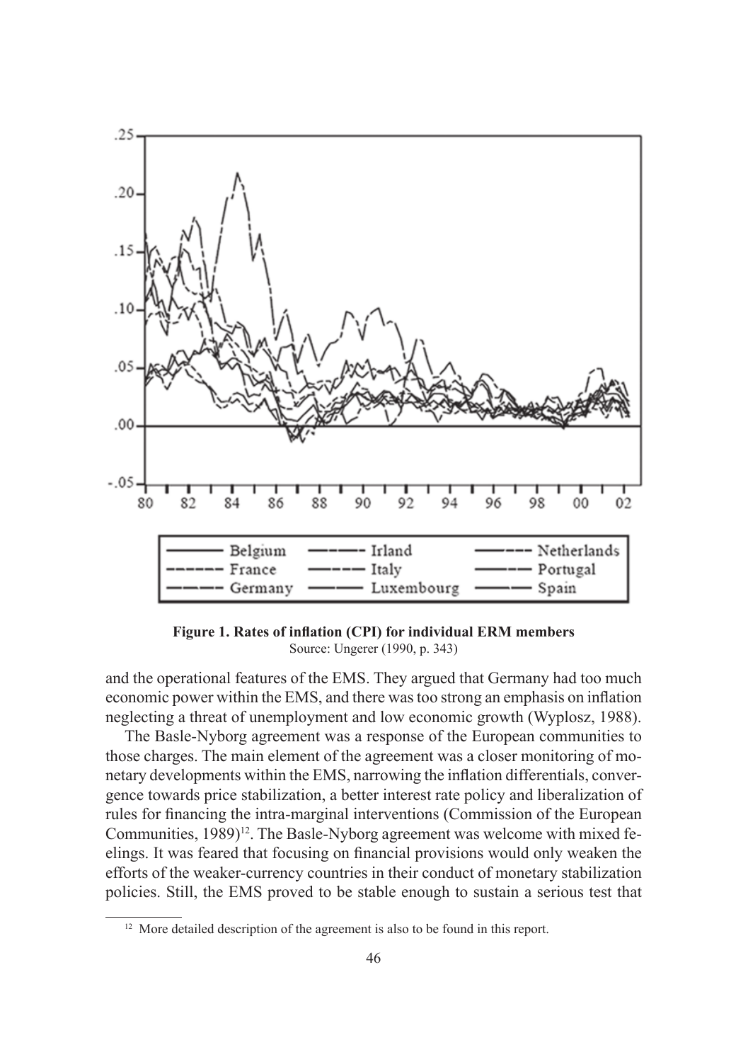**Figure 1. Rates of inflation (CPI) for individual ERM members**
Source: Ungerer (1990, p. 343)

and the operational features of the EMS. They argued that Germany had too much economic power within the EMS, and there was too strong an emphasis on inflation neglecting a threat of unemployment and low economic growth (Wyplosz, 1988).

The Basle-Nyborg agreement was a response of the European communities to those charges. The main element of the agreement was a closer monitoring of monetary developments within the EMS, narrowing the inflation differentials, convergence towards price stabilization, a better interest rate policy and liberalization of rules for financing the intra-marginal interventions (Commission of the European Communities, 1989)[12]. The Basle-Nyborg agreement was welcome with mixed feelings. It was feared that focusing on financial provisions would only weaken the efforts of the weaker-currency countries in their conduct of monetary stabilization policies. Still, the EMS proved to be stable enough to sustain a serious test that

[12] More detailed description of the agreement is also to be found in this report.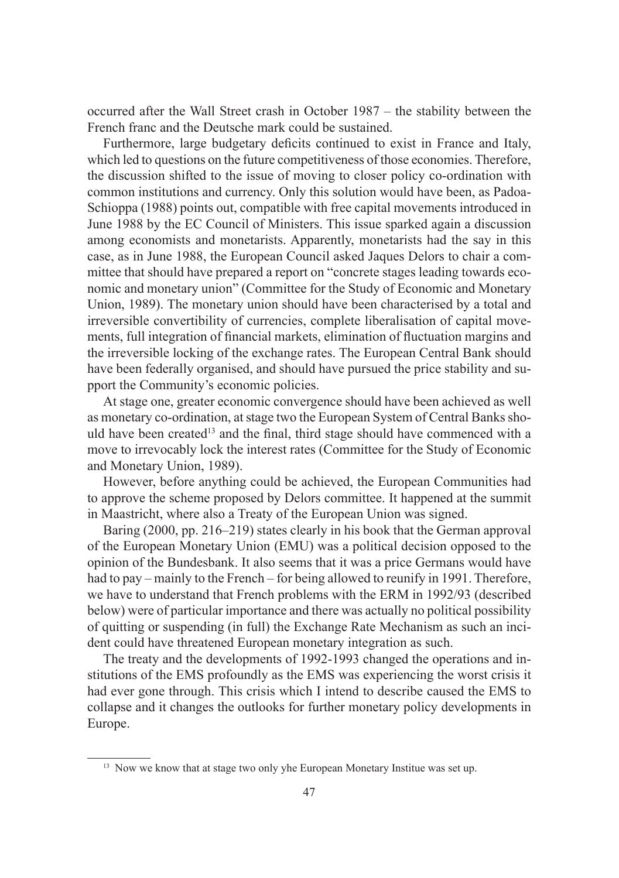occurred after the Wall Street crash in October 1987 – the stability between the French franc and the Deutsche mark could be sustained.

Furthermore, large budgetary deficits continued to exist in France and Italy, which led to questions on the future competitiveness of those economies. Therefore, the discussion shifted to the issue of moving to closer policy co-ordination with common institutions and currency. Only this solution would have been, as Padoa-Schioppa (1988) points out, compatible with free capital movements introduced in June 1988 by the EC Council of Ministers. This issue sparked again a discussion among economists and monetarists. Apparently, monetarists had the say in this case, as in June 1988, the European Council asked Jaques Delors to chair a committee that should have prepared a report on "concrete stages leading towards economic and monetary union" (Committee for the Study of Economic and Monetary Union, 1989). The monetary union should have been characterised by a total and irreversible convertibility of currencies, complete liberalisation of capital movements, full integration of financial markets, elimination of fluctuation margins and the irreversible locking of the exchange rates. The European Central Bank should have been federally organised, and should have pursued the price stability and support the Community's economic policies.

At stage one, greater economic convergence should have been achieved as well as monetary co-ordination, at stage two the European System of Central Banks should have been created[13] and the final, third stage should have commenced with a move to irrevocably lock the interest rates (Committee for the Study of Economic and Monetary Union, 1989).

However, before anything could be achieved, the European Communities had to approve the scheme proposed by Delors committee. It happened at the summit in Maastricht, where also a Treaty of the European Union was signed.

Baring (2000, pp. 216–219) states clearly in his book that the German approval of the European Monetary Union (EMU) was a political decision opposed to the opinion of the Bundesbank. It also seems that it was a price Germans would have had to pay – mainly to the French – for being allowed to reunify in 1991. Therefore, we have to understand that French problems with the ERM in 1992/93 (described below) were of particular importance and there was actually no political possibility of quitting or suspending (in full) the Exchange Rate Mechanism as such an incident could have threatened European monetary integration as such.

The treaty and the developments of 1992-1993 changed the operations and institutions of the EMS profoundly as the EMS was experiencing the worst crisis it had ever gone through. This crisis which I intend to describe caused the EMS to collapse and it changes the outlooks for further monetary policy developments in Europe.

---

[13] Now we know that at stage two only yhe European Monetary Institue was set up.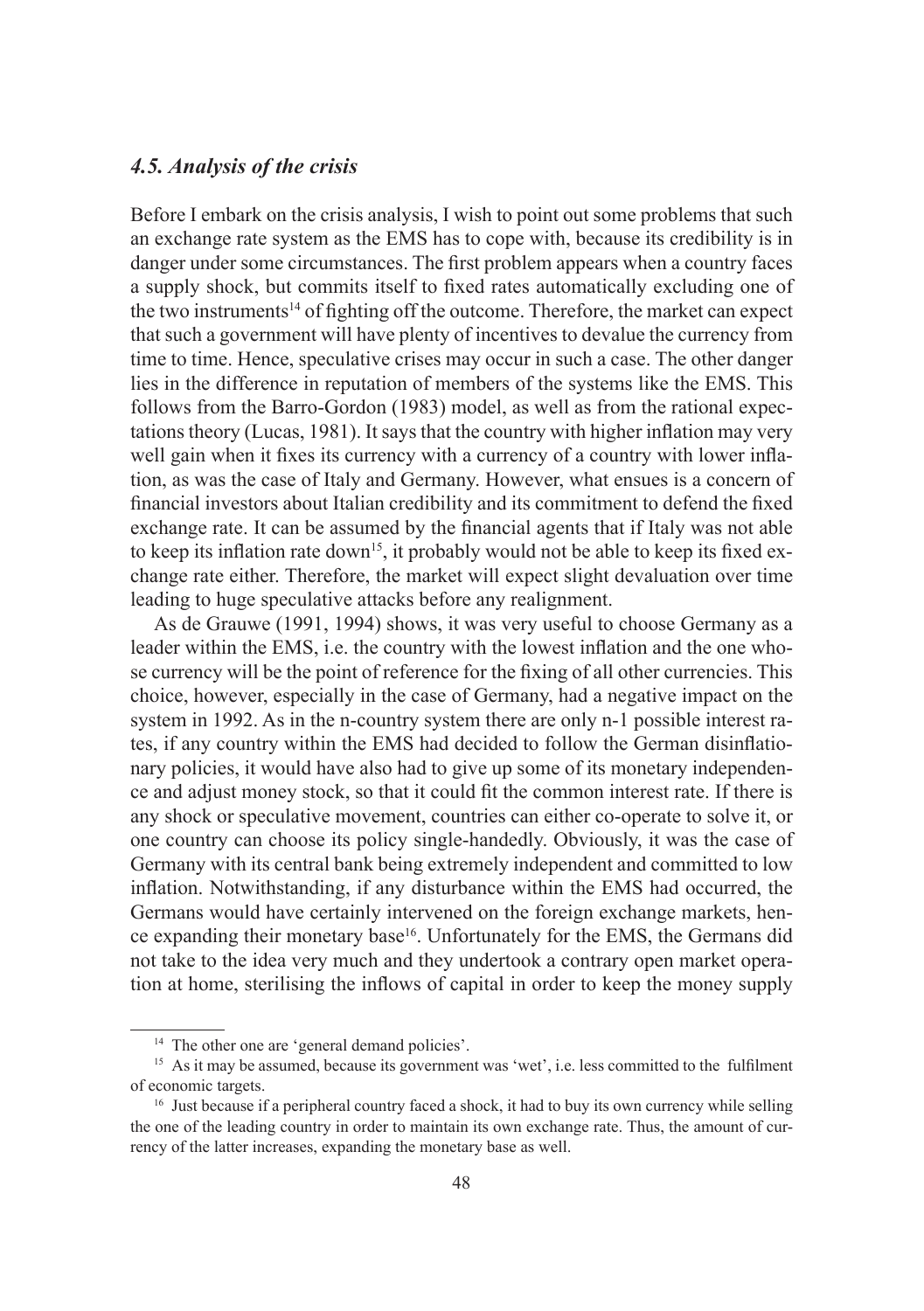### *4.5. Analysis of the crisis*

Before I embark on the crisis analysis, I wish to point out some problems that such an exchange rate system as the EMS has to cope with, because its credibility is in danger under some circumstances. The first problem appears when a country faces a supply shock, but commits itself to fixed rates automatically excluding one of the two instruments[14] of fighting off the outcome. Therefore, the market can expect that such a government will have plenty of incentives to devalue the currency from time to time. Hence, speculative crises may occur in such a case. The other danger lies in the difference in reputation of members of the systems like the EMS. This follows from the Barro-Gordon (1983) model, as well as from the rational expectations theory (Lucas, 1981). It says that the country with higher inflation may very well gain when it fixes its currency with a currency of a country with lower inflation, as was the case of Italy and Germany. However, what ensues is a concern of financial investors about Italian credibility and its commitment to defend the fixed exchange rate. It can be assumed by the financial agents that if Italy was not able to keep its inflation rate down[15], it probably would not be able to keep its fixed exchange rate either. Therefore, the market will expect slight devaluation over time leading to huge speculative attacks before any realignment.

As de Grauwe (1991, 1994) shows, it was very useful to choose Germany as a leader within the EMS, i.e. the country with the lowest inflation and the one whose currency will be the point of reference for the fixing of all other currencies. This choice, however, especially in the case of Germany, had a negative impact on the system in 1992. As in the n-country system there are only n-1 possible interest rates, if any country within the EMS had decided to follow the German disinflationary policies, it would have also had to give up some of its monetary independence and adjust money stock, so that it could fit the common interest rate. If there is any shock or speculative movement, countries can either co-operate to solve it, or one country can choose its policy single-handedly. Obviously, it was the case of Germany with its central bank being extremely independent and committed to low inflation. Notwithstanding, if any disturbance within the EMS had occurred, the Germans would have certainly intervened on the foreign exchange markets, hence expanding their monetary base[16]. Unfortunately for the EMS, the Germans did not take to the idea very much and they undertook a contrary open market operation at home, sterilising the inflows of capital in order to keep the money supply

---

[14] The other one are 'general demand policies'.

[15] As it may be assumed, because its government was 'wet', i.e. less committed to the fulfilment of economic targets.

[16] Just because if a peripheral country faced a shock, it had to buy its own currency while selling the one of the leading country in order to maintain its own exchange rate. Thus, the amount of currency of the latter increases, expanding the monetary base as well.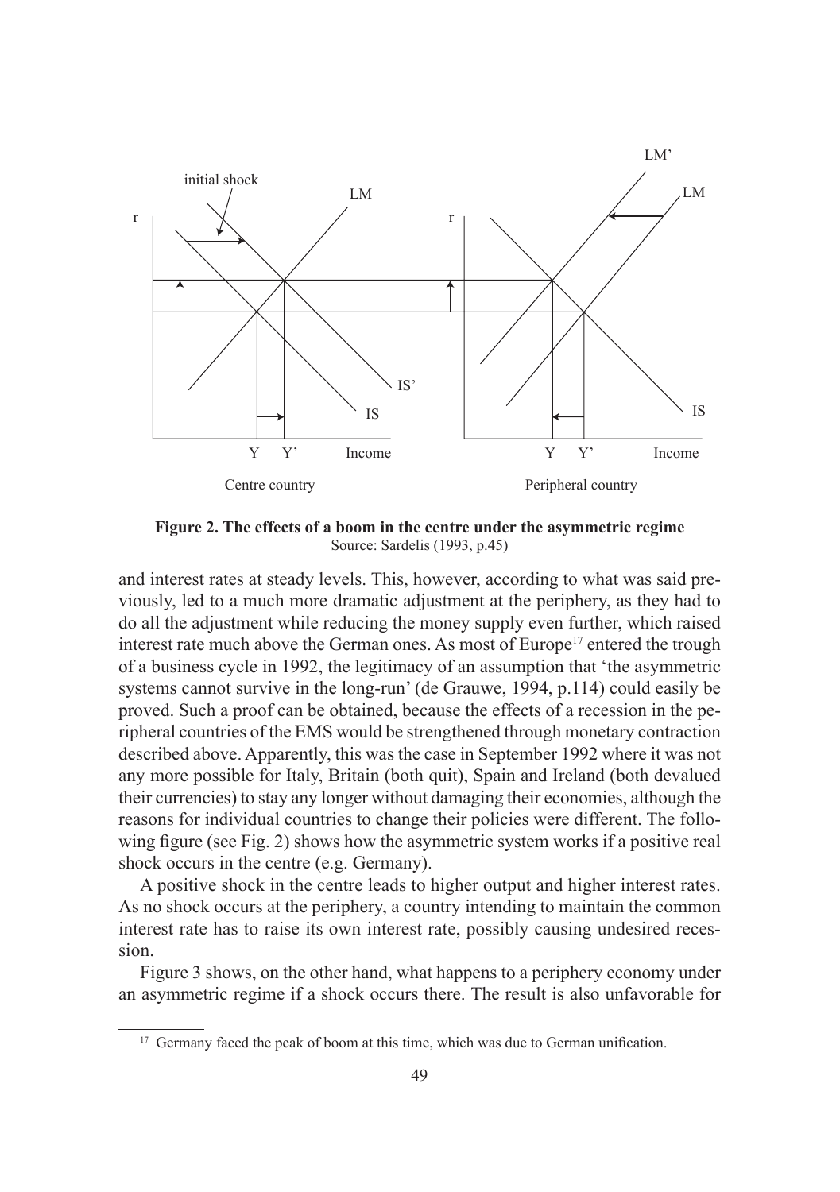**Figure 2. The effects of a boom in the centre under the asymmetric regime**
Source: Sardelis (1993, p.45)

and interest rates at steady levels. This, however, according to what was said previously, led to a much more dramatic adjustment at the periphery, as they had to do all the adjustment while reducing the money supply even further, which raised interest rate much above the German ones. As most of Europe[17] entered the trough of a business cycle in 1992, the legitimacy of an assumption that 'the asymmetric systems cannot survive in the long-run' (de Grauwe, 1994, p.114) could easily be proved. Such a proof can be obtained, because the effects of a recession in the peripheral countries of the EMS would be strengthened through monetary contraction described above. Apparently, this was the case in September 1992 where it was not any more possible for Italy, Britain (both quit), Spain and Ireland (both devalued their currencies) to stay any longer without damaging their economies, although the reasons for individual countries to change their policies were different. The following figure (see Fig. 2) shows how the asymmetric system works if a positive real shock occurs in the centre (e.g. Germany).

A positive shock in the centre leads to higher output and higher interest rates. As no shock occurs at the periphery, a country intending to maintain the common interest rate has to raise its own interest rate, possibly causing undesired recession.

Figure 3 shows, on the other hand, what happens to a periphery economy under an asymmetric regime if a shock occurs there. The result is also unfavorable for

[17] Germany faced the peak of boom at this time, which was due to German unification.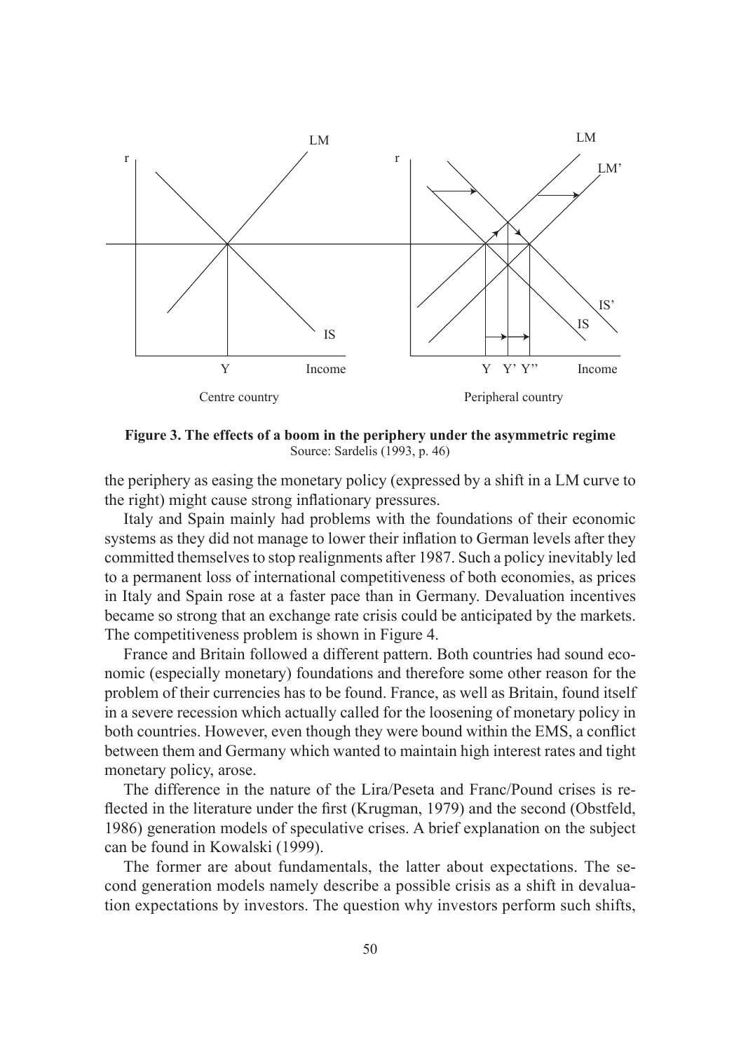**Figure 3. The effects of a boom in the periphery under the asymmetric regime**
Source: Sardelis (1993, p. 46)

the periphery as easing the monetary policy (expressed by a shift in a LM curve to the right) might cause strong inflationary pressures.

Italy and Spain mainly had problems with the foundations of their economic systems as they did not manage to lower their inflation to German levels after they committed themselves to stop realignments after 1987. Such a policy inevitably led to a permanent loss of international competitiveness of both economies, as prices in Italy and Spain rose at a faster pace than in Germany. Devaluation incentives became so strong that an exchange rate crisis could be anticipated by the markets. The competitiveness problem is shown in Figure 4.

France and Britain followed a different pattern. Both countries had sound economic (especially monetary) foundations and therefore some other reason for the problem of their currencies has to be found. France, as well as Britain, found itself in a severe recession which actually called for the loosening of monetary policy in both countries. However, even though they were bound within the EMS, a conflict between them and Germany which wanted to maintain high interest rates and tight monetary policy, arose.

The difference in the nature of the Lira/Peseta and Franc/Pound crises is reflected in the literature under the first (Krugman, 1979) and the second (Obstfeld, 1986) generation models of speculative crises. A brief explanation on the subject can be found in Kowalski (1999).

The former are about fundamentals, the latter about expectations. The second generation models namely describe a possible crisis as a shift in devaluation expectations by investors. The question why investors perform such shifts,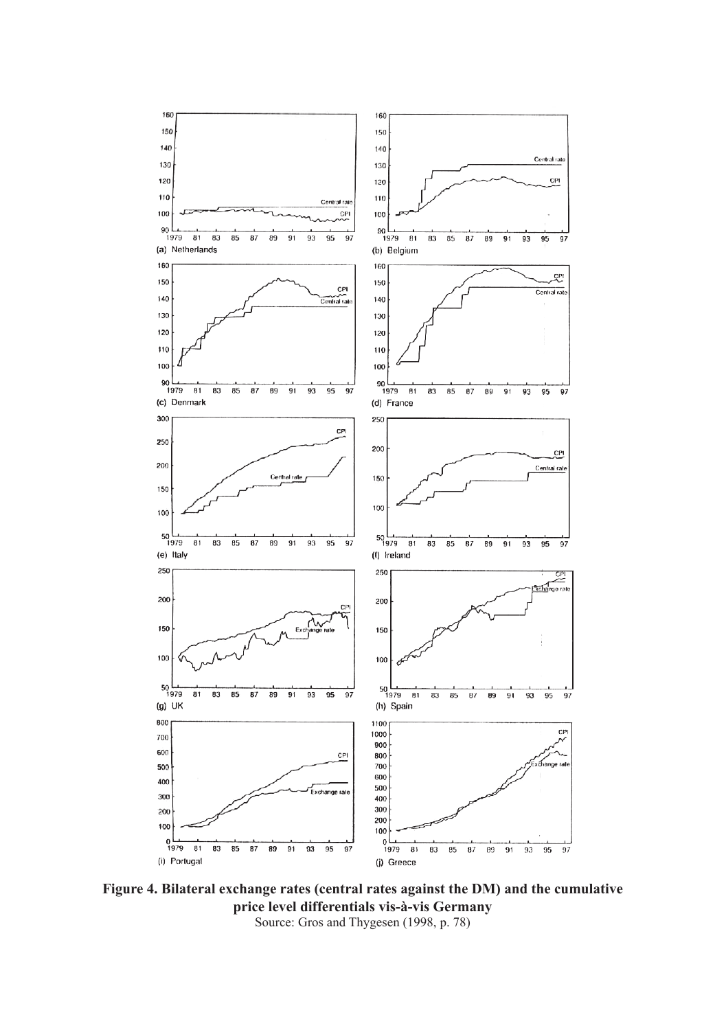**Figure 4. Bilateral exchange rates (central rates against the DM) and the cumulative price level differentials vis-à-vis Germany**
Source: Gros and Thygesen (1998, p. 78)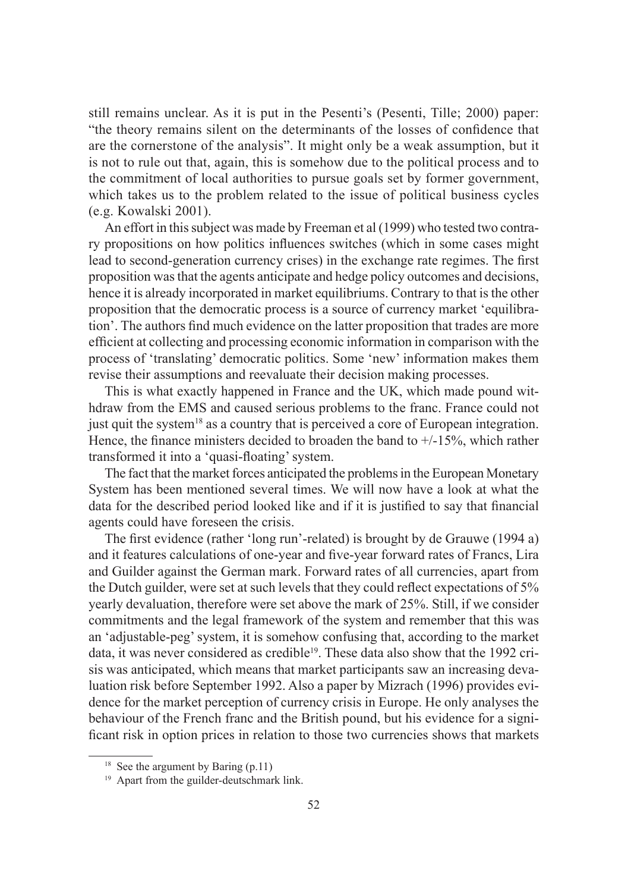still remains unclear. As it is put in the Pesenti's (Pesenti, Tille; 2000) paper: "the theory remains silent on the determinants of the losses of confidence that are the cornerstone of the analysis". It might only be a weak assumption, but it is not to rule out that, again, this is somehow due to the political process and to the commitment of local authorities to pursue goals set by former government, which takes us to the problem related to the issue of political business cycles (e.g. Kowalski 2001).

An effort in this subject was made by Freeman et al (1999) who tested two contrary propositions on how politics influences switches (which in some cases might lead to second-generation currency crises) in the exchange rate regimes. The first proposition was that the agents anticipate and hedge policy outcomes and decisions, hence it is already incorporated in market equilibriums. Contrary to that is the other proposition that the democratic process is a source of currency market 'equilibration'. The authors find much evidence on the latter proposition that trades are more efficient at collecting and processing economic information in comparison with the process of 'translating' democratic politics. Some 'new' information makes them revise their assumptions and reevaluate their decision making processes.

This is what exactly happened in France and the UK, which made pound withdraw from the EMS and caused serious problems to the franc. France could not just quit the system[18] as a country that is perceived a core of European integration. Hence, the finance ministers decided to broaden the band to +/-15%, which rather transformed it into a 'quasi-floating' system.

The fact that the market forces anticipated the problems in the European Monetary System has been mentioned several times. We will now have a look at what the data for the described period looked like and if it is justified to say that financial agents could have foreseen the crisis.

The first evidence (rather 'long run'-related) is brought by de Grauwe (1994 a) and it features calculations of one-year and five-year forward rates of Francs, Lira and Guilder against the German mark. Forward rates of all currencies, apart from the Dutch guilder, were set at such levels that they could reflect expectations of 5% yearly devaluation, therefore were set above the mark of 25%. Still, if we consider commitments and the legal framework of the system and remember that this was an 'adjustable-peg' system, it is somehow confusing that, according to the market data, it was never considered as credible[19]. These data also show that the 1992 crisis was anticipated, which means that market participants saw an increasing devaluation risk before September 1992. Also a paper by Mizrach (1996) provides evidence for the market perception of currency crisis in Europe. He only analyses the behaviour of the French franc and the British pound, but his evidence for a significant risk in option prices in relation to those two currencies shows that markets

[18] See the argument by Baring (p.11)

[19] Apart from the guilder-deutschmark link.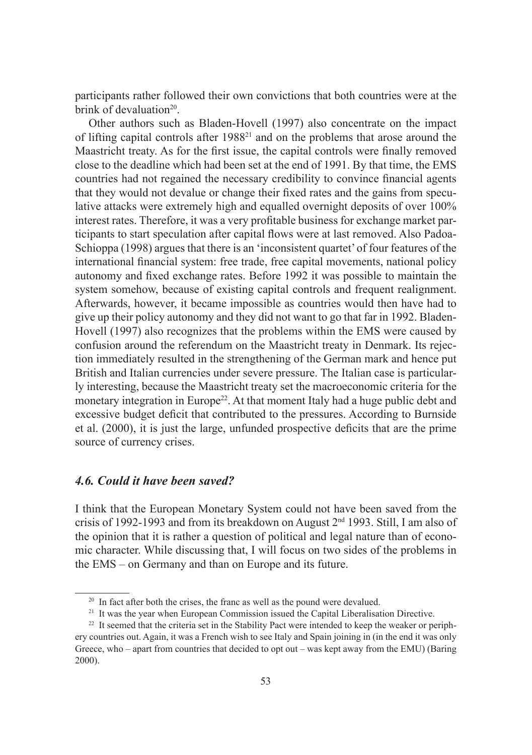participants rather followed their own convictions that both countries were at the brink of devaluation[20].

Other authors such as Bladen-Hovell (1997) also concentrate on the impact of lifting capital controls after 1988[21] and on the problems that arose around the Maastricht treaty. As for the first issue, the capital controls were finally removed close to the deadline which had been set at the end of 1991. By that time, the EMS countries had not regained the necessary credibility to convince financial agents that they would not devalue or change their fixed rates and the gains from speculative attacks were extremely high and equalled overnight deposits of over 100% interest rates. Therefore, it was a very profitable business for exchange market participants to start speculation after capital flows were at last removed. Also Padoa-Schioppa (1998) argues that there is an 'inconsistent quartet' of four features of the international financial system: free trade, free capital movements, national policy autonomy and fixed exchange rates. Before 1992 it was possible to maintain the system somehow, because of existing capital controls and frequent realignment. Afterwards, however, it became impossible as countries would then have had to give up their policy autonomy and they did not want to go that far in 1992. Bladen-Hovell (1997) also recognizes that the problems within the EMS were caused by confusion around the referendum on the Maastricht treaty in Denmark. Its rejection immediately resulted in the strengthening of the German mark and hence put British and Italian currencies under severe pressure. The Italian case is particularly interesting, because the Maastricht treaty set the macroeconomic criteria for the monetary integration in Europe[22]. At that moment Italy had a huge public debt and excessive budget deficit that contributed to the pressures. According to Burnside et al. (2000), it is just the large, unfunded prospective deficits that are the prime source of currency crises.

### *4.6. Could it have been saved?*

I think that the European Monetary System could not have been saved from the crisis of 1992-1993 and from its breakdown on August 2nd 1993. Still, I am also of the opinion that it is rather a question of political and legal nature than of economic character. While discussing that, I will focus on two sides of the problems in the EMS – on Germany and than on Europe and its future.

---

[20] In fact after both the crises, the franc as well as the pound were devalued.

[21] It was the year when European Commission issued the Capital Liberalisation Directive.

[22] It seemed that the criteria set in the Stability Pact were intended to keep the weaker or periphery countries out. Again, it was a French wish to see Italy and Spain joining in (in the end it was only Greece, who – apart from countries that decided to opt out – was kept away from the EMU) (Baring 2000).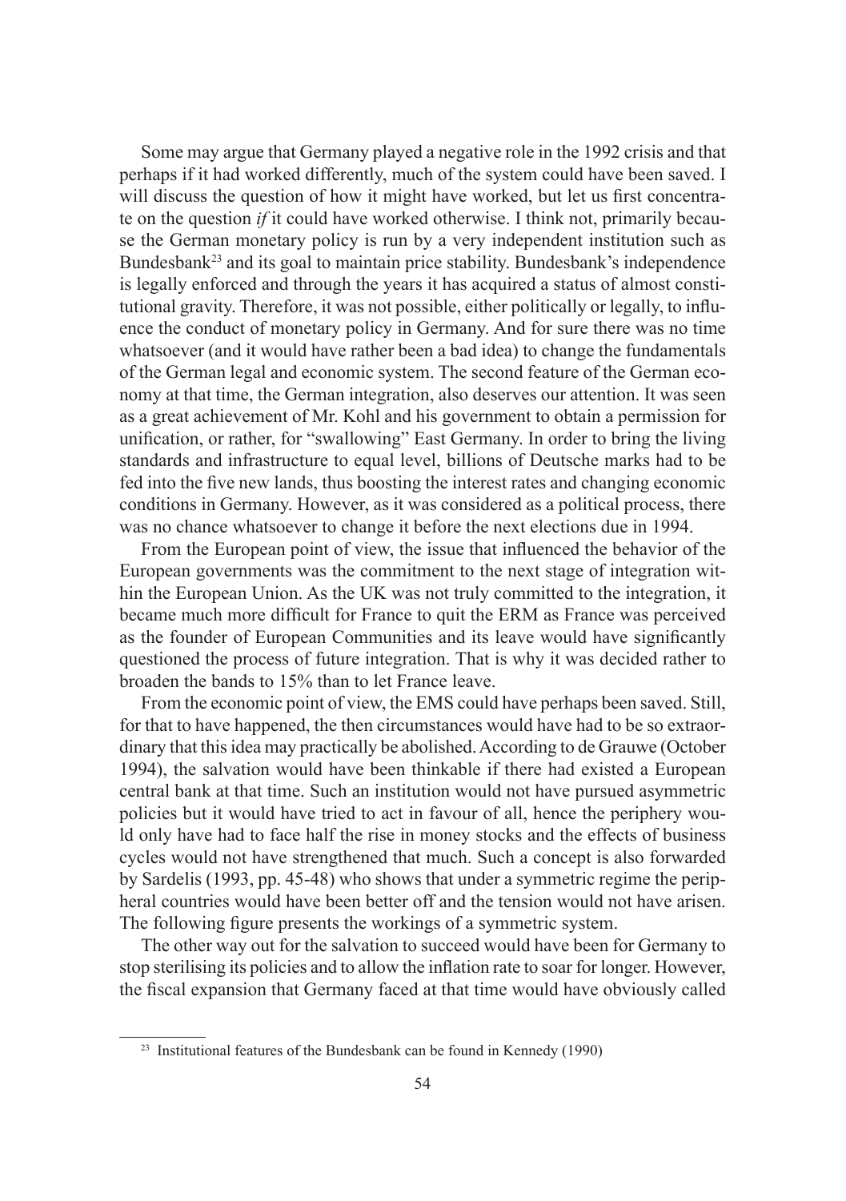Some may argue that Germany played a negative role in the 1992 crisis and that perhaps if it had worked differently, much of the system could have been saved. I will discuss the question of how it might have worked, but let us first concentrate on the question *if* it could have worked otherwise. I think not, primarily because the German monetary policy is run by a very independent institution such as Bundesbank[23] and its goal to maintain price stability. Bundesbank's independence is legally enforced and through the years it has acquired a status of almost constitutional gravity. Therefore, it was not possible, either politically or legally, to influence the conduct of monetary policy in Germany. And for sure there was no time whatsoever (and it would have rather been a bad idea) to change the fundamentals of the German legal and economic system. The second feature of the German economy at that time, the German integration, also deserves our attention. It was seen as a great achievement of Mr. Kohl and his government to obtain a permission for unification, or rather, for "swallowing" East Germany. In order to bring the living standards and infrastructure to equal level, billions of Deutsche marks had to be fed into the five new lands, thus boosting the interest rates and changing economic conditions in Germany. However, as it was considered as a political process, there was no chance whatsoever to change it before the next elections due in 1994.

From the European point of view, the issue that influenced the behavior of the European governments was the commitment to the next stage of integration within the European Union. As the UK was not truly committed to the integration, it became much more difficult for France to quit the ERM as France was perceived as the founder of European Communities and its leave would have significantly questioned the process of future integration. That is why it was decided rather to broaden the bands to 15% than to let France leave.

From the economic point of view, the EMS could have perhaps been saved. Still, for that to have happened, the then circumstances would have had to be so extraordinary that this idea may practically be abolished. According to de Grauwe (October 1994), the salvation would have been thinkable if there had existed a European central bank at that time. Such an institution would not have pursued asymmetric policies but it would have tried to act in favour of all, hence the periphery would only have had to face half the rise in money stocks and the effects of business cycles would not have strengthened that much. Such a concept is also forwarded by Sardelis (1993, pp. 45-48) who shows that under a symmetric regime the peripheral countries would have been better off and the tension would not have arisen. The following figure presents the workings of a symmetric system.

The other way out for the salvation to succeed would have been for Germany to stop sterilising its policies and to allow the inflation rate to soar for longer. However, the fiscal expansion that Germany faced at that time would have obviously called

[23] Institutional features of the Bundesbank can be found in Kennedy (1990)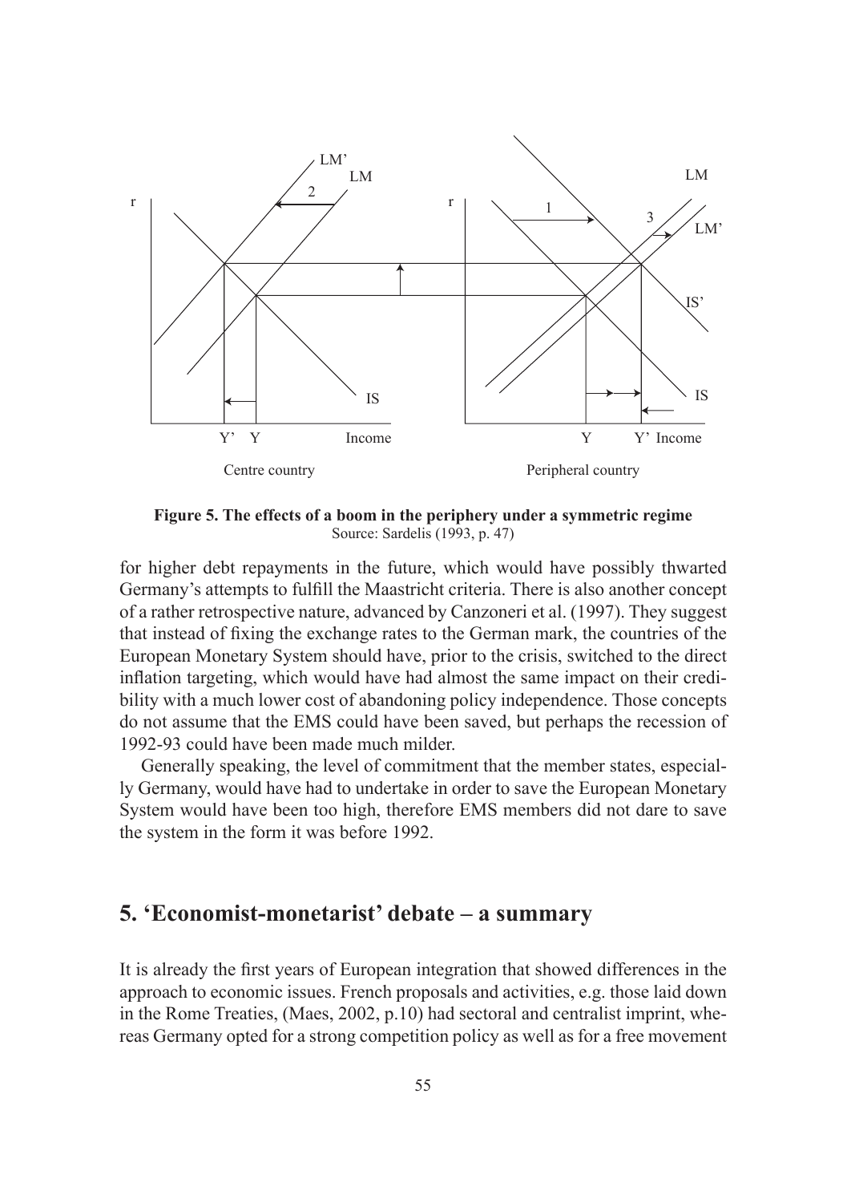**Figure 5. The effects of a boom in the periphery under a symmetric regime**
Source: Sardelis (1993, p. 47)

for higher debt repayments in the future, which would have possibly thwarted Germany's attempts to fulfill the Maastricht criteria. There is also another concept of a rather retrospective nature, advanced by Canzoneri et al. (1997). They suggest that instead of fixing the exchange rates to the German mark, the countries of the European Monetary System should have, prior to the crisis, switched to the direct inflation targeting, which would have had almost the same impact on their credibility with a much lower cost of abandoning policy independence. Those concepts do not assume that the EMS could have been saved, but perhaps the recession of 1992-93 could have been made much milder.

Generally speaking, the level of commitment that the member states, especially Germany, would have had to undertake in order to save the European Monetary System would have been too high, therefore EMS members did not dare to save the system in the form it was before 1992.

## 5. 'Economist-monetarist' debate – a summary

It is already the first years of European integration that showed differences in the approach to economic issues. French proposals and activities, e.g. those laid down in the Rome Treaties, (Maes, 2002, p.10) had sectoral and centralist imprint, whereas Germany opted for a strong competition policy as well as for a free movement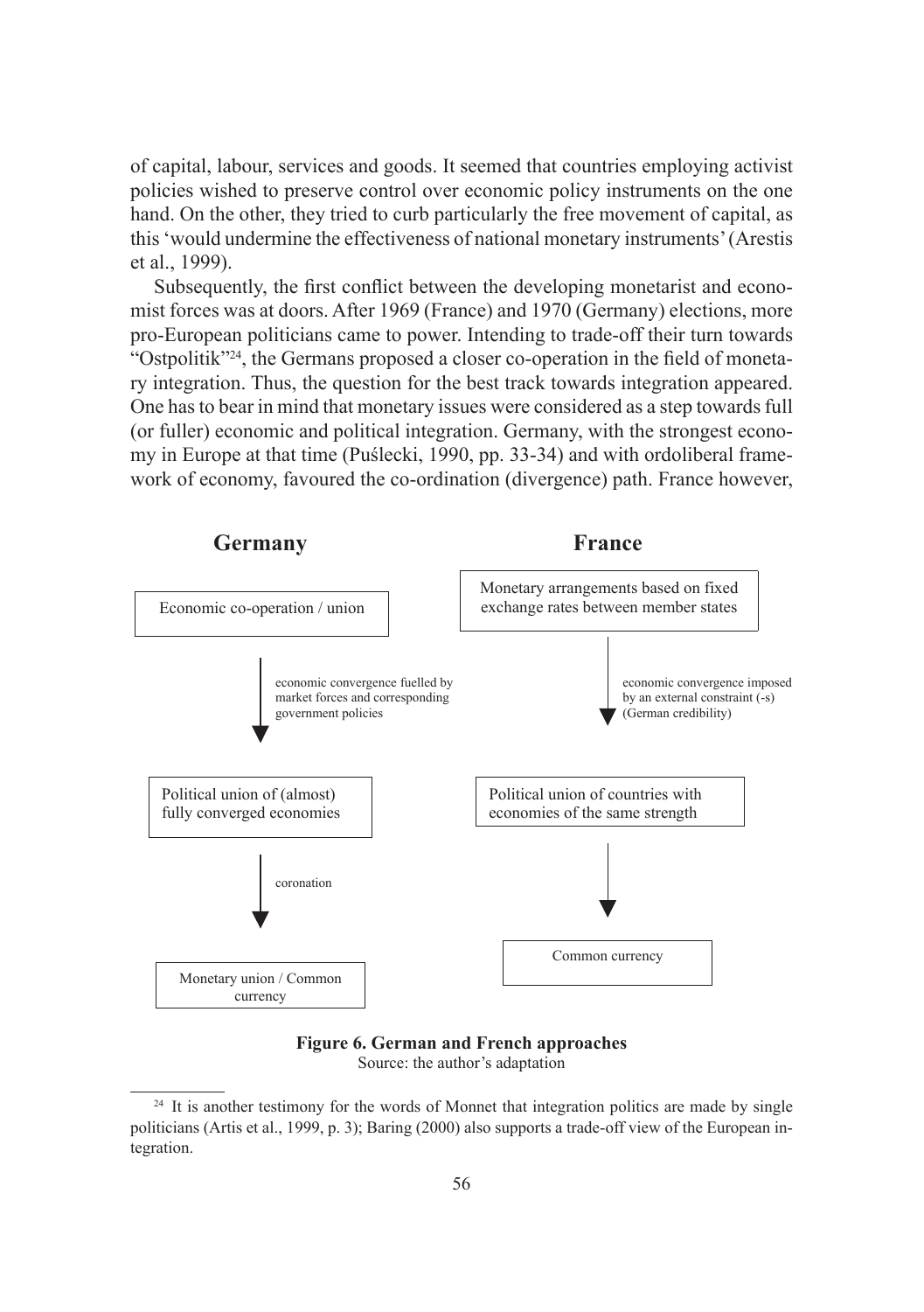of capital, labour, services and goods. It seemed that countries employing activist policies wished to preserve control over economic policy instruments on the one hand. On the other, they tried to curb particularly the free movement of capital, as this 'would undermine the effectiveness of national monetary instruments' (Arestis et al., 1999).

Subsequently, the first conflict between the developing monetarist and economist forces was at doors. After 1969 (France) and 1970 (Germany) elections, more pro-European politicians came to power. Intending to trade-off their turn towards "Ostpolitik"[24], the Germans proposed a closer co-operation in the field of monetary integration. Thus, the question for the best track towards integration appeared. One has to bear in mind that monetary issues were considered as a step towards full (or fuller) economic and political integration. Germany, with the strongest economy in Europe at that time (Puślecki, 1990, pp. 33-34) and with ordoliberal framework of economy, favoured the co-ordination (divergence) path. France however,

**Germany**

Economic co-operation / union

↓ economic convergence fuelled by market forces and corresponding government policies

Political union of (almost) fully converged economies

↓ coronation

Monetary union / Common currency

**France**

Monetary arrangements based on fixed exchange rates between member states

↓ economic convergence imposed by an external constraint (-s) (German credibility)

Political union of countries with economies of the same strength

↓

Common currency

**Figure 6. German and French approaches**
Source: the author's adaptation

[24] It is another testimony for the words of Monnet that integration politics are made by single politicians (Artis et al., 1999, p. 3); Baring (2000) also supports a trade-off view of the European integration.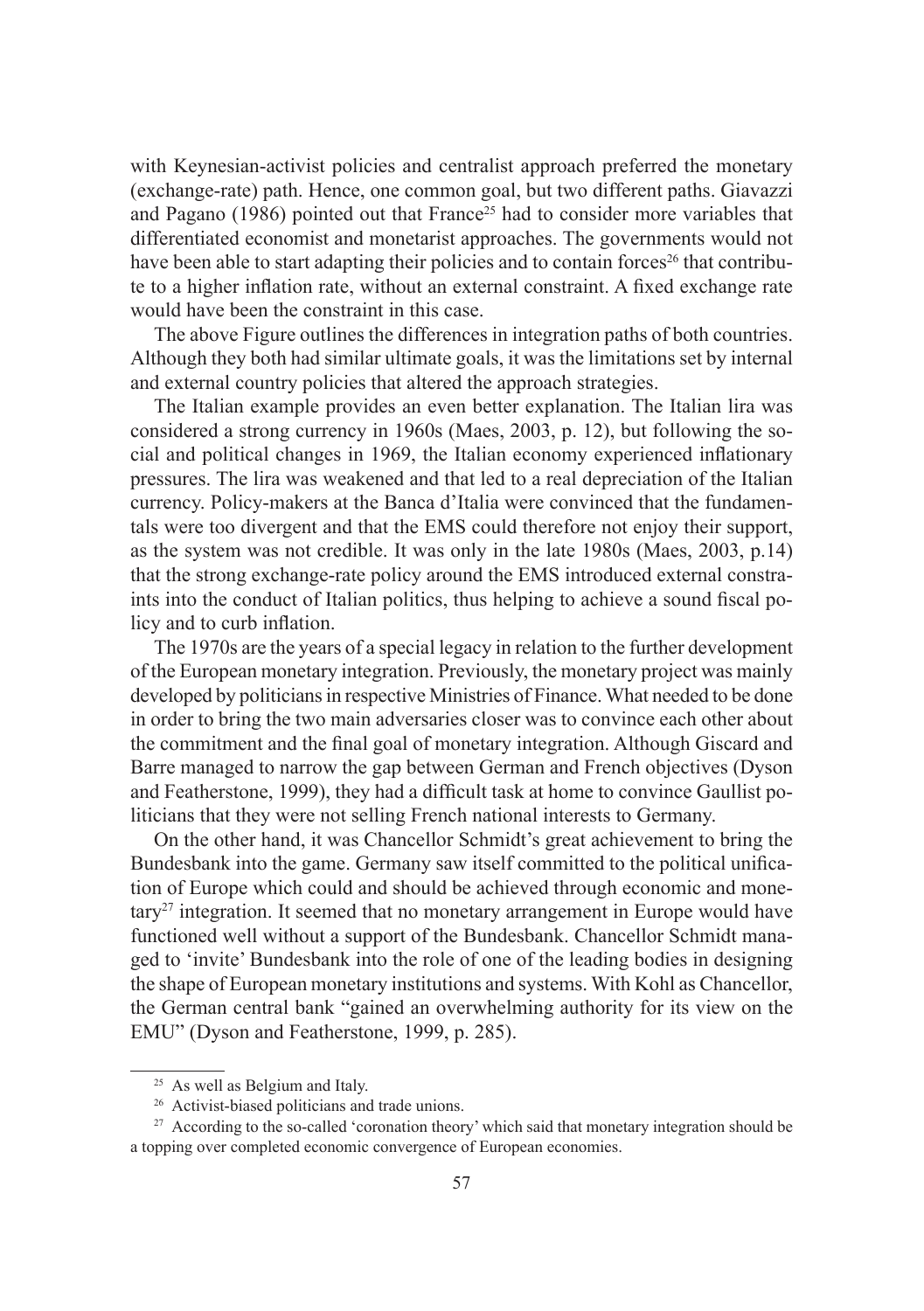with Keynesian-activist policies and centralist approach preferred the monetary (exchange-rate) path. Hence, one common goal, but two different paths. Giavazzi and Pagano (1986) pointed out that France[25] had to consider more variables that differentiated economist and monetarist approaches. The governments would not have been able to start adapting their policies and to contain forces[26] that contribute to a higher inflation rate, without an external constraint. A fixed exchange rate would have been the constraint in this case.

The above Figure outlines the differences in integration paths of both countries. Although they both had similar ultimate goals, it was the limitations set by internal and external country policies that altered the approach strategies.

The Italian example provides an even better explanation. The Italian lira was considered a strong currency in 1960s (Maes, 2003, p. 12), but following the social and political changes in 1969, the Italian economy experienced inflationary pressures. The lira was weakened and that led to a real depreciation of the Italian currency. Policy-makers at the Banca d'Italia were convinced that the fundamentals were too divergent and that the EMS could therefore not enjoy their support, as the system was not credible. It was only in the late 1980s (Maes, 2003, p.14) that the strong exchange-rate policy around the EMS introduced external constraints into the conduct of Italian politics, thus helping to achieve a sound fiscal policy and to curb inflation.

The 1970s are the years of a special legacy in relation to the further development of the European monetary integration. Previously, the monetary project was mainly developed by politicians in respective Ministries of Finance. What needed to be done in order to bring the two main adversaries closer was to convince each other about the commitment and the final goal of monetary integration. Although Giscard and Barre managed to narrow the gap between German and French objectives (Dyson and Featherstone, 1999), they had a difficult task at home to convince Gaullist politicians that they were not selling French national interests to Germany.

On the other hand, it was Chancellor Schmidt's great achievement to bring the Bundesbank into the game. Germany saw itself committed to the political unification of Europe which could and should be achieved through economic and monetary[27] integration. It seemed that no monetary arrangement in Europe would have functioned well without a support of the Bundesbank. Chancellor Schmidt managed to 'invite' Bundesbank into the role of one of the leading bodies in designing the shape of European monetary institutions and systems. With Kohl as Chancellor, the German central bank "gained an overwhelming authority for its view on the EMU" (Dyson and Featherstone, 1999, p. 285).

---

[25] As well as Belgium and Italy.

[26] Activist-biased politicians and trade unions.

[27] According to the so-called 'coronation theory' which said that monetary integration should be a topping over completed economic convergence of European economies.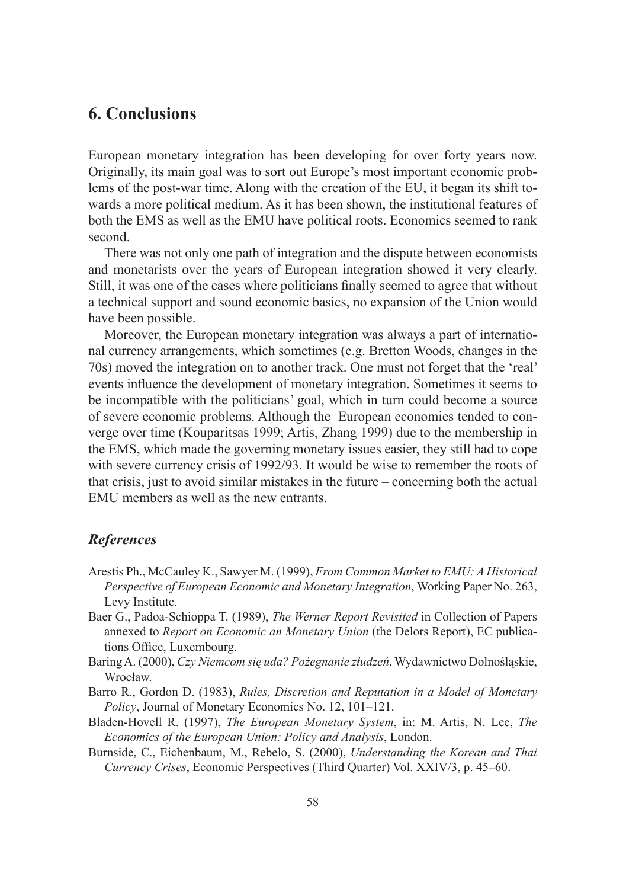# 6. Conclusions

European monetary integration has been developing for over forty years now. Originally, its main goal was to sort out Europe's most important economic problems of the post-war time. Along with the creation of the EU, it began its shift towards a more political medium. As it has been shown, the institutional features of both the EMS as well as the EMU have political roots. Economics seemed to rank second.

There was not only one path of integration and the dispute between economists and monetarists over the years of European integration showed it very clearly. Still, it was one of the cases where politicians finally seemed to agree that without a technical support and sound economic basics, no expansion of the Union would have been possible.

Moreover, the European monetary integration was always a part of international currency arrangements, which sometimes (e.g. Bretton Woods, changes in the 70s) moved the integration on to another track. One must not forget that the 'real' events influence the development of monetary integration. Sometimes it seems to be incompatible with the politicians' goal, which in turn could become a source of severe economic problems. Although the European economies tended to converge over time (Kouparitsas 1999; Artis, Zhang 1999) due to the membership in the EMS, which made the governing monetary issues easier, they still had to cope with severe currency crisis of 1992/93. It would be wise to remember the roots of that crisis, just to avoid similar mistakes in the future – concerning both the actual EMU members as well as the new entrants.

## *References*

Arestis Ph., McCauley K., Sawyer M. (1999), *From Common Market to EMU: A Historical Perspective of European Economic and Monetary Integration*, Working Paper No. 263, Levy Institute.

Baer G., Padoa-Schioppa T. (1989), *The Werner Report Revisited* in Collection of Papers annexed to *Report on Economic an Monetary Union* (the Delors Report), EC publications Office, Luxembourg.

Baring A. (2000), *Czy Niemcom się uda? Pożegnanie złudzeń*, Wydawnictwo Dolnośląskie, Wrocław.

Barro R., Gordon D. (1983), *Rules, Discretion and Reputation in a Model of Monetary Policy*, Journal of Monetary Economics No. 12, 101–121.

Bladen-Hovell R. (1997), *The European Monetary System*, in: M. Artis, N. Lee, *The Economics of the European Union: Policy and Analysis*, London.

Burnside, C., Eichenbaum, M., Rebelo, S. (2000), *Understanding the Korean and Thai Currency Crises*, Economic Perspectives (Third Quarter) Vol. XXIV/3, p. 45–60.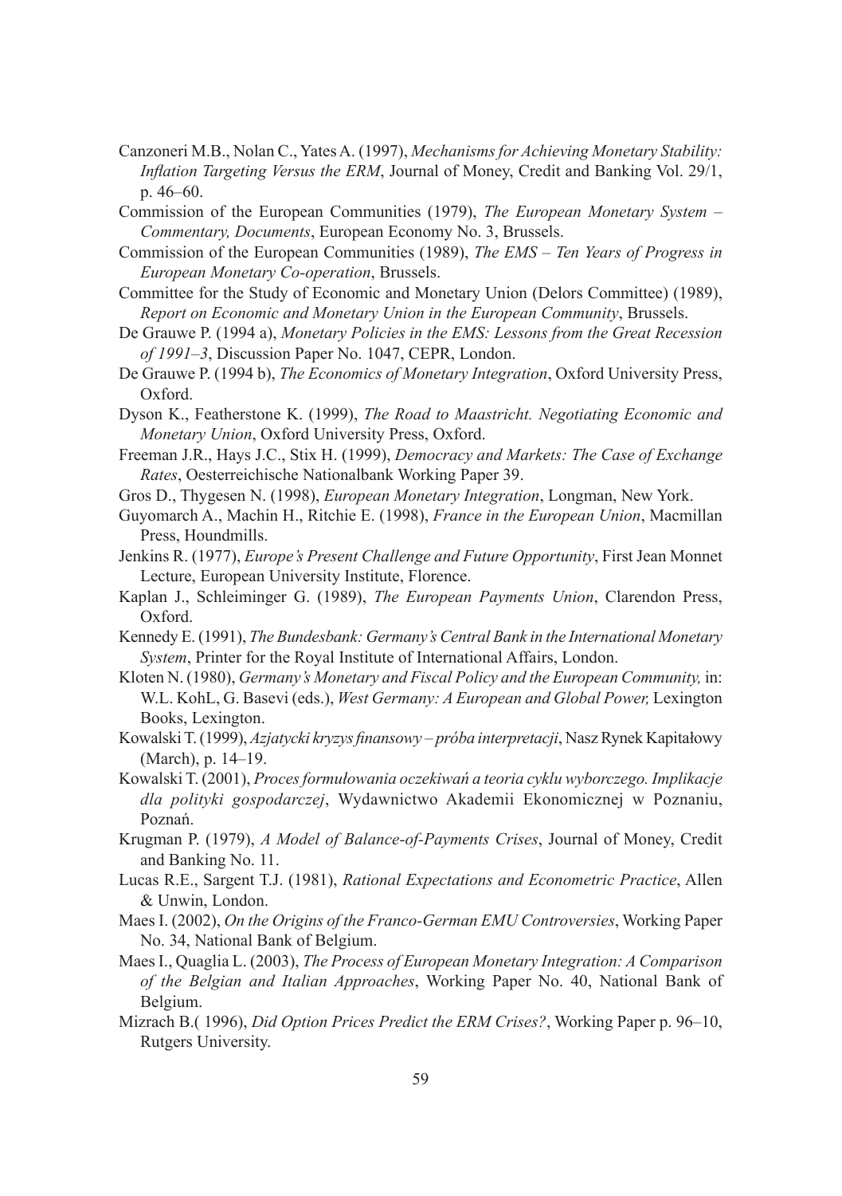Canzoneri M.B., Nolan C., Yates A. (1997), *Mechanisms for Achieving Monetary Stability: Inflation Targeting Versus the ERM*, Journal of Money, Credit and Banking Vol. 29/1, p. 46–60.

Commission of the European Communities (1979), *The European Monetary System – Commentary, Documents*, European Economy No. 3, Brussels.

Commission of the European Communities (1989), *The EMS – Ten Years of Progress in European Monetary Co-operation*, Brussels.

Committee for the Study of Economic and Monetary Union (Delors Committee) (1989), *Report on Economic and Monetary Union in the European Community*, Brussels.

De Grauwe P. (1994 a), *Monetary Policies in the EMS: Lessons from the Great Recession of 1991–3*, Discussion Paper No. 1047, CEPR, London.

De Grauwe P. (1994 b), *The Economics of Monetary Integration*, Oxford University Press, Oxford.

Dyson K., Featherstone K. (1999), *The Road to Maastricht. Negotiating Economic and Monetary Union*, Oxford University Press, Oxford.

Freeman J.R., Hays J.C., Stix H. (1999), *Democracy and Markets: The Case of Exchange Rates*, Oesterreichische Nationalbank Working Paper 39.

Gros D., Thygesen N. (1998), *European Monetary Integration*, Longman, New York.

Guyomarch A., Machin H., Ritchie E. (1998), *France in the European Union*, Macmillan Press, Houndmills.

Jenkins R. (1977), *Europe's Present Challenge and Future Opportunity*, First Jean Monnet Lecture, European University Institute, Florence.

Kaplan J., Schleiminger G. (1989), *The European Payments Union*, Clarendon Press, Oxford.

Kennedy E. (1991), *The Bundesbank: Germany's Central Bank in the International Monetary System*, Printer for the Royal Institute of International Affairs, London.

Kloten N. (1980), *Germany's Monetary and Fiscal Policy and the European Community,* in: W.L. KohL, G. Basevi (eds.), *West Germany: A European and Global Power,* Lexington Books, Lexington.

Kowalski T. (1999), *Azjatycki kryzys finansowy – próba interpretacji*, Nasz Rynek Kapitałowy (March), p. 14–19.

Kowalski T. (2001), *Proces formułowania oczekiwań a teoria cyklu wyborczego. Implikacje dla polityki gospodarczej*, Wydawnictwo Akademii Ekonomicznej w Poznaniu, Poznań.

Krugman P. (1979), *A Model of Balance-of-Payments Crises*, Journal of Money, Credit and Banking No. 11.

Lucas R.E., Sargent T.J. (1981), *Rational Expectations and Econometric Practice*, Allen & Unwin, London.

Maes I. (2002), *On the Origins of the Franco-German EMU Controversies*, Working Paper No. 34, National Bank of Belgium.

Maes I., Quaglia L. (2003), *The Process of European Monetary Integration: A Comparison of the Belgian and Italian Approaches*, Working Paper No. 40, National Bank of Belgium.

Mizrach B.( 1996), *Did Option Prices Predict the ERM Crises?*, Working Paper p. 96–10, Rutgers University.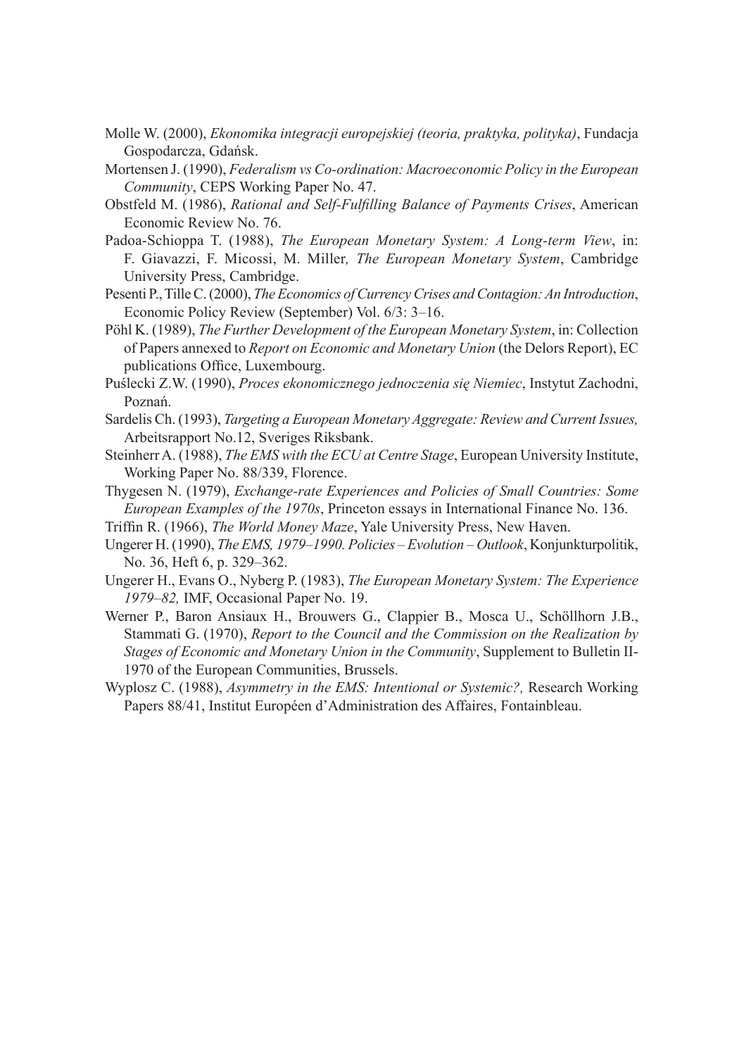Molle W. (2000), *Ekonomika integracji europejskiej (teoria, praktyka, polityka)*, Fundacja Gospodarcza, Gdańsk.

Mortensen J. (1990), *Federalism vs Co-ordination: Macroeconomic Policy in the European Community*, CEPS Working Paper No. 47.

Obstfeld M. (1986), *Rational and Self-Fulfilling Balance of Payments Crises*, American Economic Review No. 76.

Padoa-Schioppa T. (1988), *The European Monetary System: A Long-term View*, in: F. Giavazzi, F. Micossi, M. Miller*, The European Monetary System*, Cambridge University Press, Cambridge.

Pesenti P., Tille C. (2000), *The Economics of Currency Crises and Contagion: An Introduction*, Economic Policy Review (September) Vol. 6/3: 3–16.

Pöhl K. (1989), *The Further Development of the European Monetary System*, in: Collection of Papers annexed to *Report on Economic and Monetary Union* (the Delors Report), EC publications Office, Luxembourg.

Puślecki Z.W. (1990), *Proces ekonomicznego jednoczenia się Niemiec*, Instytut Zachodni, Poznań.

Sardelis Ch. (1993), *Targeting a European Monetary Aggregate: Review and Current Issues,* Arbeitsrapport No.12, Sveriges Riksbank.

Steinherr A. (1988), *The EMS with the ECU at Centre Stage*, European University Institute, Working Paper No. 88/339, Florence.

Thygesen N. (1979), *Exchange-rate Experiences and Policies of Small Countries: Some European Examples of the 1970s*, Princeton essays in International Finance No. 136.

Triffin R. (1966), *The World Money Maze*, Yale University Press, New Haven.

Ungerer H. (1990), *The EMS, 1979–1990. Policies – Evolution – Outlook*, Konjunkturpolitik, No. 36, Heft 6, p. 329–362.

Ungerer H., Evans O., Nyberg P. (1983), *The European Monetary System: The Experience 1979–82,* IMF, Occasional Paper No. 19.

Werner P., Baron Ansiaux H., Brouwers G., Clappier B., Mosca U., Schöllhorn J.B., Stammati G. (1970), *Report to the Council and the Commission on the Realization by Stages of Economic and Monetary Union in the Community*, Supplement to Bulletin II-1970 of the European Communities, Brussels.

Wyplosz C. (1988), *Asymmetry in the EMS: Intentional or Systemic?,* Research Working Papers 88/41, Institut Européen d'Administration des Affaires, Fontainbleau.